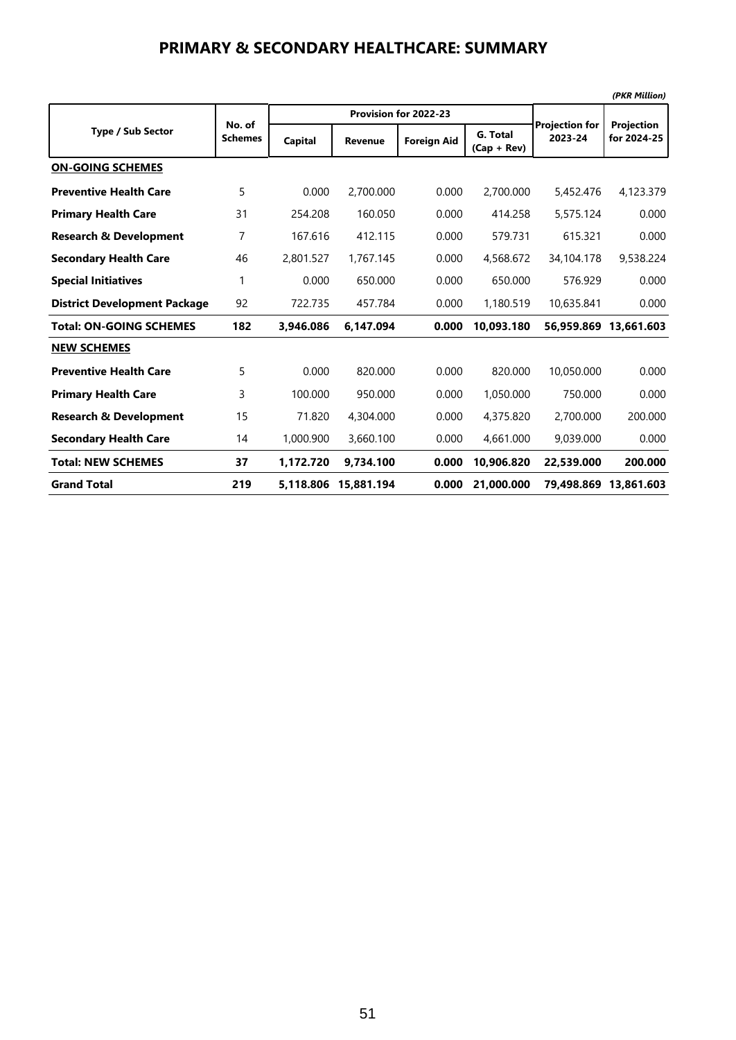# PRIMARY & SECONDARY HEALTHCARE: SUMMARY

*(PKR Million)*

| Type / Sub Sector | No. of Schemes | Provision for 2022-23 | | | | Projection for 2023-24 | Projection for 2024-25 |
|---|---|---|---|---|---|---|---|
| | | Capital | Revenue | Foreign Aid | G. Total (Cap + Rev) | | |
| **ON-GOING SCHEMES** | | | | | | | |
| **Preventive Health Care** | 5 | 0.000 | 2,700.000 | 0.000 | 2,700.000 | 5,452.476 | 4,123.379 |
| **Primary Health Care** | 31 | 254.208 | 160.050 | 0.000 | 414.258 | 5,575.124 | 0.000 |
| **Research & Development** | 7 | 167.616 | 412.115 | 0.000 | 579.731 | 615.321 | 0.000 |
| **Secondary Health Care** | 46 | 2,801.527 | 1,767.145 | 0.000 | 4,568.672 | 34,104.178 | 9,538.224 |
| **Special Initiatives** | 1 | 0.000 | 650.000 | 0.000 | 650.000 | 576.929 | 0.000 |
| **District Development Package** | 92 | 722.735 | 457.784 | 0.000 | 1,180.519 | 10,635.841 | 0.000 |
| **Total: ON-GOING SCHEMES** | **182** | **3,946.086** | **6,147.094** | **0.000** | **10,093.180** | **56,959.869** | **13,661.603** |
| **NEW SCHEMES** | | | | | | | |
| **Preventive Health Care** | 5 | 0.000 | 820.000 | 0.000 | 820.000 | 10,050.000 | 0.000 |
| **Primary Health Care** | 3 | 100.000 | 950.000 | 0.000 | 1,050.000 | 750.000 | 0.000 |
| **Research & Development** | 15 | 71.820 | 4,304.000 | 0.000 | 4,375.820 | 2,700.000 | 200.000 |
| **Secondary Health Care** | 14 | 1,000.900 | 3,660.100 | 0.000 | 4,661.000 | 9,039.000 | 0.000 |
| **Total: NEW SCHEMES** | **37** | **1,172.720** | **9,734.100** | **0.000** | **10,906.820** | **22,539.000** | **200.000** |
| **Grand Total** | **219** | **5,118.806** | **15,881.194** | **0.000** | **21,000.000** | **79,498.869** | **13,861.603** |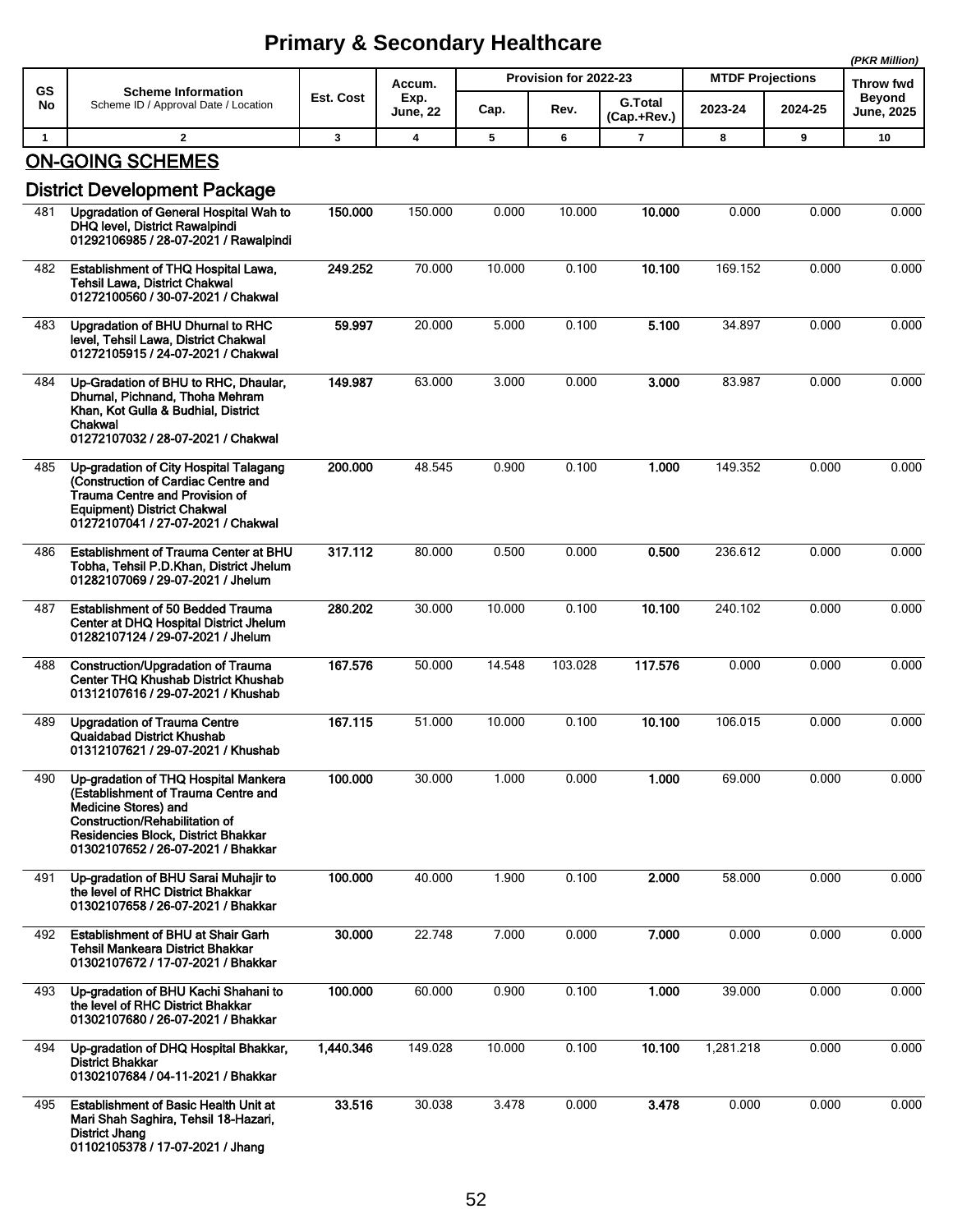# Primary & Secondary Healthcare

*(PKR Million)*

| GS No | Scheme Information<br>Scheme ID / Approval Date / Location | Est. Cost | Accum. Exp. June, 22 | Provision for 2022-23 | | | MTDF Projections | | Throw fwd Beyond June, 2025 |
|---|---|---|---|---|---|---|---|---|---|
| | | | | Cap. | Rev. | G.Total (Cap.+Rev.) | 2023-24 | 2024-25 | |
| 1 | 2 | 3 | 4 | 5 | 6 | 7 | 8 | 9 | 10 |

## ON-GOING SCHEMES

### District Development Package

| GS No | Scheme Information | Est. Cost | Accum. Exp. June, 22 | Cap. | Rev. | G.Total (Cap.+Rev.) | 2023-24 | 2024-25 | Throw fwd Beyond June, 2025 |
|---|---|---|---|---|---|---|---|---|---|
| 481 | **Upgradation of General Hospital Wah to DHQ level, District Rawalpindi**<br>**01292106985 / 28-07-2021 / Rawalpindi** | **150.000** | 150.000 | 0.000 | 10.000 | **10.000** | 0.000 | 0.000 | 0.000 |
| 482 | **Establishment of THQ Hospital Lawa, Tehsil Lawa, District Chakwal**<br>**01272100560 / 30-07-2021 / Chakwal** | **249.252** | 70.000 | 10.000 | 0.100 | **10.100** | 169.152 | 0.000 | 0.000 |
| 483 | **Upgradation of BHU Dhurnal to RHC level, Tehsil Lawa, District Chakwal**<br>**01272105915 / 24-07-2021 / Chakwal** | **59.997** | 20.000 | 5.000 | 0.100 | **5.100** | 34.897 | 0.000 | 0.000 |
| 484 | **Up-Gradation of BHU to RHC, Dhaular, Dhurnal, Pichnand, Thoha Mehram Khan, Kot Gulla & Budhial, District Chakwal**<br>**01272107032 / 28-07-2021 / Chakwal** | **149.987** | 63.000 | 3.000 | 0.000 | **3.000** | 83.987 | 0.000 | 0.000 |
| 485 | **Up-gradation of City Hospital Talagang (Construction of Cardiac Centre and Trauma Centre and Provision of Equipment) District Chakwal**<br>**01272107041 / 27-07-2021 / Chakwal** | **200.000** | 48.545 | 0.900 | 0.100 | **1.000** | 149.352 | 0.000 | 0.000 |
| 486 | **Establishment of Trauma Center at BHU Tobha, Tehsil P.D.Khan, District Jhelum**<br>**01282107069 / 29-07-2021 / Jhelum** | **317.112** | 80.000 | 0.500 | 0.000 | **0.500** | 236.612 | 0.000 | 0.000 |
| 487 | **Establishment of 50 Bedded Trauma Center at DHQ Hospital District Jhelum**<br>**01282107124 / 29-07-2021 / Jhelum** | **280.202** | 30.000 | 10.000 | 0.100 | **10.100** | 240.102 | 0.000 | 0.000 |
| 488 | **Construction/Upgradation of Trauma Center THQ Khushab District Khushab**<br>**01312107616 / 29-07-2021 / Khushab** | **167.576** | 50.000 | 14.548 | 103.028 | **117.576** | 0.000 | 0.000 | 0.000 |
| 489 | **Upgradation of Trauma Centre Quaidabad District Khushab**<br>**01312107621 / 29-07-2021 / Khushab** | **167.115** | 51.000 | 10.000 | 0.100 | **10.100** | 106.015 | 0.000 | 0.000 |
| 490 | **Up-gradation of THQ Hospital Mankera (Establishment of Trauma Centre and Medicine Stores) and Construction/Rehabilitation of Residencies Block, District Bhakkar**<br>**01302107652 / 26-07-2021 / Bhakkar** | **100.000** | 30.000 | 1.000 | 0.000 | **1.000** | 69.000 | 0.000 | 0.000 |
| 491 | **Up-gradation of BHU Sarai Muhajir to the level of RHC District Bhakkar**<br>**01302107658 / 26-07-2021 / Bhakkar** | **100.000** | 40.000 | 1.900 | 0.100 | **2.000** | 58.000 | 0.000 | 0.000 |
| 492 | **Establishment of BHU at Shair Garh Tehsil Mankeara District Bhakkar**<br>**01302107672 / 17-07-2021 / Bhakkar** | **30.000** | 22.748 | 7.000 | 0.000 | **7.000** | 0.000 | 0.000 | 0.000 |
| 493 | **Up-gradation of BHU Kachi Shahani to the level of RHC District Bhakkar**<br>**01302107680 / 26-07-2021 / Bhakkar** | **100.000** | 60.000 | 0.900 | 0.100 | **1.000** | 39.000 | 0.000 | 0.000 |
| 494 | **Up-gradation of DHQ Hospital Bhakkar, District Bhakkar**<br>**01302107684 / 04-11-2021 / Bhakkar** | **1,440.346** | 149.028 | 10.000 | 0.100 | **10.100** | 1,281.218 | 0.000 | 0.000 |
| 495 | **Establishment of Basic Health Unit at Mari Shah Saghira, Tehsil 18-Hazari, District Jhang**<br>**01102105378 / 17-07-2021 / Jhang** | **33.516** | 30.038 | 3.478 | 0.000 | **3.478** | 0.000 | 0.000 | 0.000 |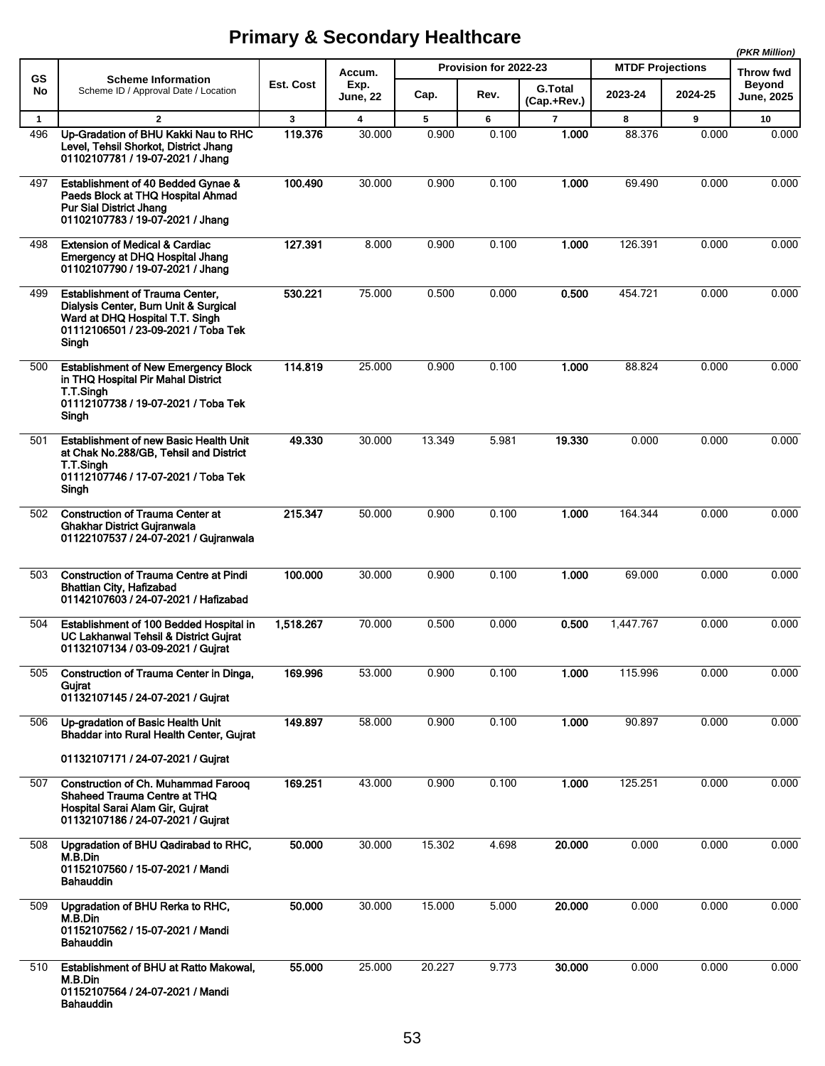# Primary & Secondary Healthcare

*(PKR Million)*

| GS No | Scheme Information<br>Scheme ID / Approval Date / Location | Est. Cost | Accum. Exp. June, 22 | Provision for 2022-23 | | | MTDF Projections | | Throw fwd Beyond June, 2025 |
|---|---|---|---|---|---|---|---|---|---|
| | | | | Cap. | Rev. | G.Total (Cap.+Rev.) | 2023-24 | 2024-25 | |
| 1 | 2 | 3 | 4 | 5 | 6 | 7 | 8 | 9 | 10 |
| 496 | **Up-Gradation of BHU Kakki Nau to RHC Level, Tehsil Shorkot, District Jhang**<br>**01102107781 / 19-07-2021 / Jhang** | **119.376** | 30.000 | 0.900 | 0.100 | **1.000** | 88.376 | 0.000 | 0.000 |
| 497 | **Establishment of 40 Bedded Gynae & Paeds Block at THQ Hospital Ahmad Pur Sial District Jhang**<br>**01102107783 / 19-07-2021 / Jhang** | **100.490** | 30.000 | 0.900 | 0.100 | **1.000** | 69.490 | 0.000 | 0.000 |
| 498 | **Extension of Medical & Cardiac Emergency at DHQ Hospital Jhang**<br>**01102107790 / 19-07-2021 / Jhang** | **127.391** | 8.000 | 0.900 | 0.100 | **1.000** | 126.391 | 0.000 | 0.000 |
| 499 | **Establishment of Trauma Center, Dialysis Center, Burn Unit & Surgical Ward at DHQ Hospital T.T. Singh**<br>**01112106501 / 23-09-2021 / Toba Tek Singh** | **530.221** | 75.000 | 0.500 | 0.000 | **0.500** | 454.721 | 0.000 | 0.000 |
| 500 | **Establishment of New Emergency Block in THQ Hospital Pir Mahal District T.T.Singh**<br>**01112107738 / 19-07-2021 / Toba Tek Singh** | **114.819** | 25.000 | 0.900 | 0.100 | **1.000** | 88.824 | 0.000 | 0.000 |
| 501 | **Establishment of new Basic Health Unit at Chak No.288/GB, Tehsil and District T.T.Singh**<br>**01112107746 / 17-07-2021 / Toba Tek Singh** | **49.330** | 30.000 | 13.349 | 5.981 | **19.330** | 0.000 | 0.000 | 0.000 |
| 502 | **Construction of Trauma Center at Ghakhar District Gujranwala**<br>**01122107537 / 24-07-2021 / Gujranwala** | **215.347** | 50.000 | 0.900 | 0.100 | **1.000** | 164.344 | 0.000 | 0.000 |
| 503 | **Construction of Trauma Centre at Pindi Bhattian City, Hafizabad**<br>**01142107603 / 24-07-2021 / Hafizabad** | **100.000** | 30.000 | 0.900 | 0.100 | **1.000** | 69.000 | 0.000 | 0.000 |
| 504 | **Establishment of 100 Bedded Hospital in UC Lakhanwal Tehsil & District Gujrat**<br>**01132107134 / 03-09-2021 / Gujrat** | **1,518.267** | 70.000 | 0.500 | 0.000 | **0.500** | 1,447.767 | 0.000 | 0.000 |
| 505 | **Construction of Trauma Center in Dinga, Gujrat**<br>**01132107145 / 24-07-2021 / Gujrat** | **169.996** | 53.000 | 0.900 | 0.100 | **1.000** | 115.996 | 0.000 | 0.000 |
| 506 | **Up-gradation of Basic Health Unit Bhaddar into Rural Health Center, Gujrat**<br>**01132107171 / 24-07-2021 / Gujrat** | **149.897** | 58.000 | 0.900 | 0.100 | **1.000** | 90.897 | 0.000 | 0.000 |
| 507 | **Construction of Ch. Muhammad Farooq Shaheed Trauma Centre at THQ Hospital Sarai Alam Gir, Gujrat**<br>**01132107186 / 24-07-2021 / Gujrat** | **169.251** | 43.000 | 0.900 | 0.100 | **1.000** | 125.251 | 0.000 | 0.000 |
| 508 | **Upgradation of BHU Qadirabad to RHC, M.B.Din**<br>**01152107560 / 15-07-2021 / Mandi Bahauddin** | **50.000** | 30.000 | 15.302 | 4.698 | **20.000** | 0.000 | 0.000 | 0.000 |
| 509 | **Upgradation of BHU Rerka to RHC, M.B.Din**<br>**01152107562 / 15-07-2021 / Mandi Bahauddin** | **50.000** | 30.000 | 15.000 | 5.000 | **20.000** | 0.000 | 0.000 | 0.000 |
| 510 | **Establishment of BHU at Ratto Makowal, M.B.Din**<br>**01152107564 / 24-07-2021 / Mandi Bahauddin** | **55.000** | 25.000 | 20.227 | 9.773 | **30.000** | 0.000 | 0.000 | 0.000 |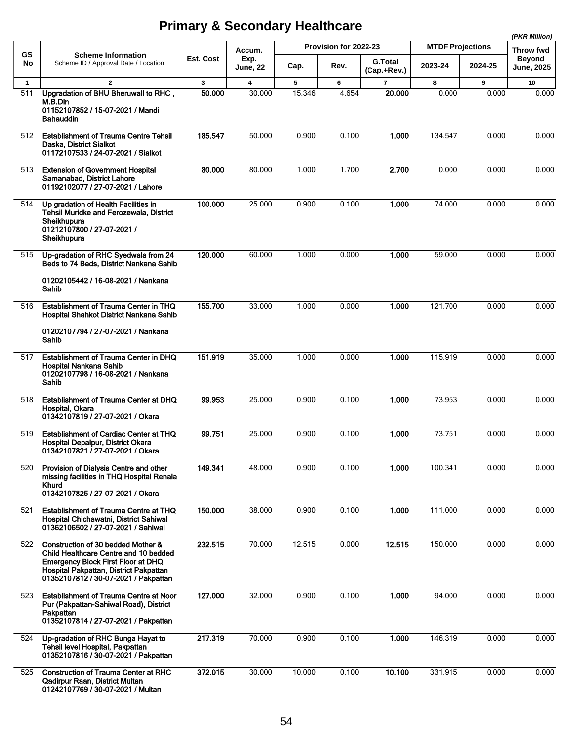# Primary & Secondary Healthcare

*(PKR Million)*

| GS No | Scheme Information<br>Scheme ID / Approval Date / Location | Est. Cost | Accum. Exp. June, 22 | Provision for 2022-23 | | | MTDF Projections | | Throw fwd Beyond June, 2025 |
|---|---|---|---|---|---|---|---|---|---|
| | | | | Cap. | Rev. | G.Total (Cap.+Rev.) | 2023-24 | 2024-25 | |
| 1 | 2 | 3 | 4 | 5 | 6 | 7 | 8 | 9 | 10 |
| 511 | **Upgradation of BHU Bheruwall to RHC , M.B.Din**<br>**01152107852 / 15-07-2021 / Mandi Bahauddin** | **50.000** | 30.000 | 15.346 | 4.654 | **20.000** | 0.000 | 0.000 | 0.000 |
| 512 | **Establishment of Trauma Centre Tehsil Daska, District Sialkot**<br>**01172107533 / 24-07-2021 / Sialkot** | **185.547** | 50.000 | 0.900 | 0.100 | **1.000** | 134.547 | 0.000 | 0.000 |
| 513 | **Extension of Government Hospital Samanabad, District Lahore**<br>**01192102077 / 27-07-2021 / Lahore** | **80.000** | 80.000 | 1.000 | 1.700 | **2.700** | 0.000 | 0.000 | 0.000 |
| 514 | **Up gradation of Health Facilities in Tehsil Muridke and Ferozewala, District Sheikhupura**<br>**01212107800 / 27-07-2021 / Sheikhupura** | **100.000** | 25.000 | 0.900 | 0.100 | **1.000** | 74.000 | 0.000 | 0.000 |
| 515 | **Up-gradation of RHC Syedwala from 24 Beds to 74 Beds, District Nankana Sahib**<br>**01202105442 / 16-08-2021 / Nankana Sahib** | **120.000** | 60.000 | 1.000 | 0.000 | **1.000** | 59.000 | 0.000 | 0.000 |
| 516 | **Establishment of Trauma Center in THQ Hospital Shahkot District Nankana Sahib**<br>**01202107794 / 27-07-2021 / Nankana Sahib** | **155.700** | 33.000 | 1.000 | 0.000 | **1.000** | 121.700 | 0.000 | 0.000 |
| 517 | **Establishment of Trauma Center in DHQ Hospital Nankana Sahib**<br>**01202107798 / 16-08-2021 / Nankana Sahib** | **151.919** | 35.000 | 1.000 | 0.000 | **1.000** | 115.919 | 0.000 | 0.000 |
| 518 | **Establishment of Trauma Center at DHQ Hospital, Okara**<br>**01342107819 / 27-07-2021 / Okara** | **99.953** | 25.000 | 0.900 | 0.100 | **1.000** | 73.953 | 0.000 | 0.000 |
| 519 | **Establishment of Cardiac Center at THQ Hospital Depalpur, District Okara**<br>**01342107821 / 27-07-2021 / Okara** | **99.751** | 25.000 | 0.900 | 0.100 | **1.000** | 73.751 | 0.000 | 0.000 |
| 520 | **Provision of Dialysis Centre and other missing facilities in THQ Hospital Renala Khurd**<br>**01342107825 / 27-07-2021 / Okara** | **149.341** | 48.000 | 0.900 | 0.100 | **1.000** | 100.341 | 0.000 | 0.000 |
| 521 | **Establishment of Trauma Centre at THQ Hospital Chichawatni, District Sahiwal**<br>**01362106502 / 27-07-2021 / Sahiwal** | **150.000** | 38.000 | 0.900 | 0.100 | **1.000** | 111.000 | 0.000 | 0.000 |
| 522 | **Construction of 30 bedded Mother & Child Healthcare Centre and 10 bedded Emergency Block First Floor at DHQ Hospital Pakpattan, District Pakpattan**<br>**01352107812 / 30-07-2021 / Pakpattan** | **232.515** | 70.000 | 12.515 | 0.000 | **12.515** | 150.000 | 0.000 | 0.000 |
| 523 | **Establishment of Trauma Centre at Noor Pur (Pakpattan-Sahiwal Road), District Pakpattan**<br>**01352107814 / 27-07-2021 / Pakpattan** | **127.000** | 32.000 | 0.900 | 0.100 | **1.000** | 94.000 | 0.000 | 0.000 |
| 524 | **Up-gradation of RHC Bunga Hayat to Tehsil level Hospital, Pakpattan**<br>**01352107816 / 30-07-2021 / Pakpattan** | **217.319** | 70.000 | 0.900 | 0.100 | **1.000** | 146.319 | 0.000 | 0.000 |
| 525 | **Construction of Trauma Center at RHC Qadirpur Raan, District Multan**<br>**01242107769 / 30-07-2021 / Multan** | **372.015** | 30.000 | 10.000 | 0.100 | **10.100** | 331.915 | 0.000 | 0.000 |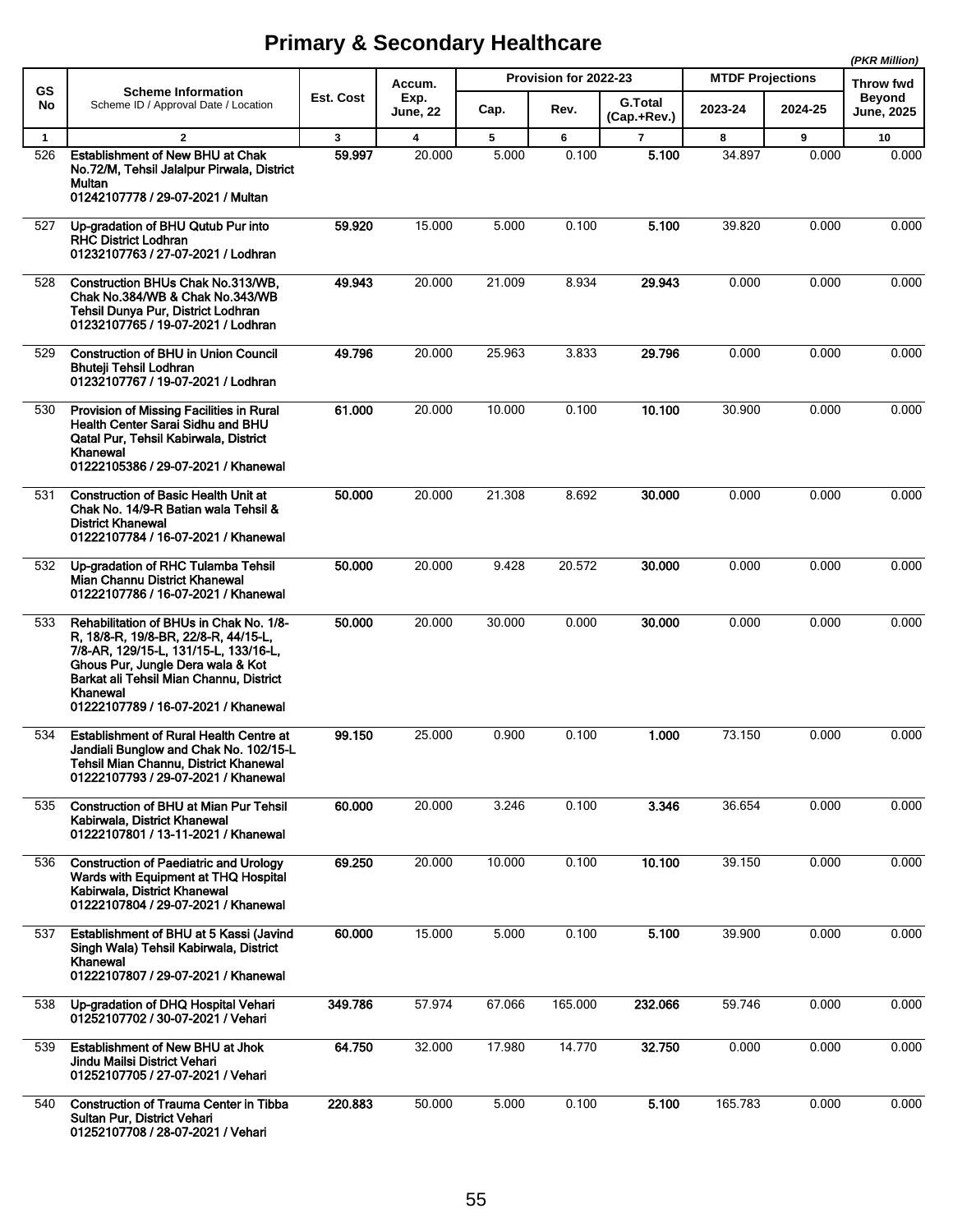# Primary & Secondary Healthcare

*(PKR Million)*

| GS No | Scheme Information<br>Scheme ID / Approval Date / Location | Est. Cost | Accum. Exp. June, 22 | Provision for 2022-23 | | | MTDF Projections | | Throw fwd Beyond June, 2025 |
|---|---|---|---|---|---|---|---|---|---|
| | | | | Cap. | Rev. | G.Total (Cap.+Rev.) | 2023-24 | 2024-25 | |
| 1 | 2 | 3 | 4 | 5 | 6 | 7 | 8 | 9 | 10 |
| 526 | **Establishment of New BHU at Chak No.72/M, Tehsil Jalalpur Pirwala, District Multan**<br>**01242107778 / 29-07-2021 / Multan** | **59.997** | 20.000 | 5.000 | 0.100 | **5.100** | 34.897 | 0.000 | 0.000 |
| 527 | **Up-gradation of BHU Qutub Pur into RHC District Lodhran**<br>**01232107763 / 27-07-2021 / Lodhran** | **59.920** | 15.000 | 5.000 | 0.100 | **5.100** | 39.820 | 0.000 | 0.000 |
| 528 | **Construction BHUs Chak No.313/WB, Chak No.384/WB & Chak No.343/WB Tehsil Dunya Pur, District Lodhran**<br>**01232107765 / 19-07-2021 / Lodhran** | **49.943** | 20.000 | 21.009 | 8.934 | **29.943** | 0.000 | 0.000 | 0.000 |
| 529 | **Construction of BHU in Union Council Bhuteji Tehsil Lodhran**<br>**01232107767 / 19-07-2021 / Lodhran** | **49.796** | 20.000 | 25.963 | 3.833 | **29.796** | 0.000 | 0.000 | 0.000 |
| 530 | **Provision of Missing Facilities in Rural Health Center Sarai Sidhu and BHU Qatal Pur, Tehsil Kabirwala, District Khanewal**<br>**01222105386 / 29-07-2021 / Khanewal** | **61.000** | 20.000 | 10.000 | 0.100 | **10.100** | 30.900 | 0.000 | 0.000 |
| 531 | **Construction of Basic Health Unit at Chak No. 14/9-R Batian wala Tehsil & District Khanewal**<br>**01222107784 / 16-07-2021 / Khanewal** | **50.000** | 20.000 | 21.308 | 8.692 | **30.000** | 0.000 | 0.000 | 0.000 |
| 532 | **Up-gradation of RHC Tulamba Tehsil Mian Channu District Khanewal**<br>**01222107786 / 16-07-2021 / Khanewal** | **50.000** | 20.000 | 9.428 | 20.572 | **30.000** | 0.000 | 0.000 | 0.000 |
| 533 | **Rehabilitation of BHUs in Chak No. 1/8-R, 18/8-R, 19/8-BR, 22/8-R, 44/15-L, 7/8-AR, 129/15-L, 131/15-L, 133/16-L, Ghous Pur, Jungle Dera wala & Kot Barkat ali Tehsil Mian Channu, District Khanewal**<br>**01222107789 / 16-07-2021 / Khanewal** | **50.000** | 20.000 | 30.000 | 0.000 | **30.000** | 0.000 | 0.000 | 0.000 |
| 534 | **Establishment of Rural Health Centre at Jandiali Bunglow and Chak No. 102/15-L Tehsil Mian Channu, District Khanewal**<br>**01222107793 / 29-07-2021 / Khanewal** | **99.150** | 25.000 | 0.900 | 0.100 | **1.000** | 73.150 | 0.000 | 0.000 |
| 535 | **Construction of BHU at Mian Pur Tehsil Kabirwala, District Khanewal**<br>**01222107801 / 13-11-2021 / Khanewal** | **60.000** | 20.000 | 3.246 | 0.100 | **3.346** | 36.654 | 0.000 | 0.000 |
| 536 | **Construction of Paediatric and Urology Wards with Equipment at THQ Hospital Kabirwala, District Khanewal**<br>**01222107804 / 29-07-2021 / Khanewal** | **69.250** | 20.000 | 10.000 | 0.100 | **10.100** | 39.150 | 0.000 | 0.000 |
| 537 | **Establishment of BHU at 5 Kassi (Javind Singh Wala) Tehsil Kabirwala, District Khanewal**<br>**01222107807 / 29-07-2021 / Khanewal** | **60.000** | 15.000 | 5.000 | 0.100 | **5.100** | 39.900 | 0.000 | 0.000 |
| 538 | **Up-gradation of DHQ Hospital Vehari**<br>**01252107702 / 30-07-2021 / Vehari** | **349.786** | 57.974 | 67.066 | 165.000 | **232.066** | 59.746 | 0.000 | 0.000 |
| 539 | **Establishment of New BHU at Jhok Jindu Mailsi District Vehari**<br>**01252107705 / 27-07-2021 / Vehari** | **64.750** | 32.000 | 17.980 | 14.770 | **32.750** | 0.000 | 0.000 | 0.000 |
| 540 | **Construction of Trauma Center in Tibba Sultan Pur, District Vehari**<br>**01252107708 / 28-07-2021 / Vehari** | **220.883** | 50.000 | 5.000 | 0.100 | **5.100** | 165.783 | 0.000 | 0.000 |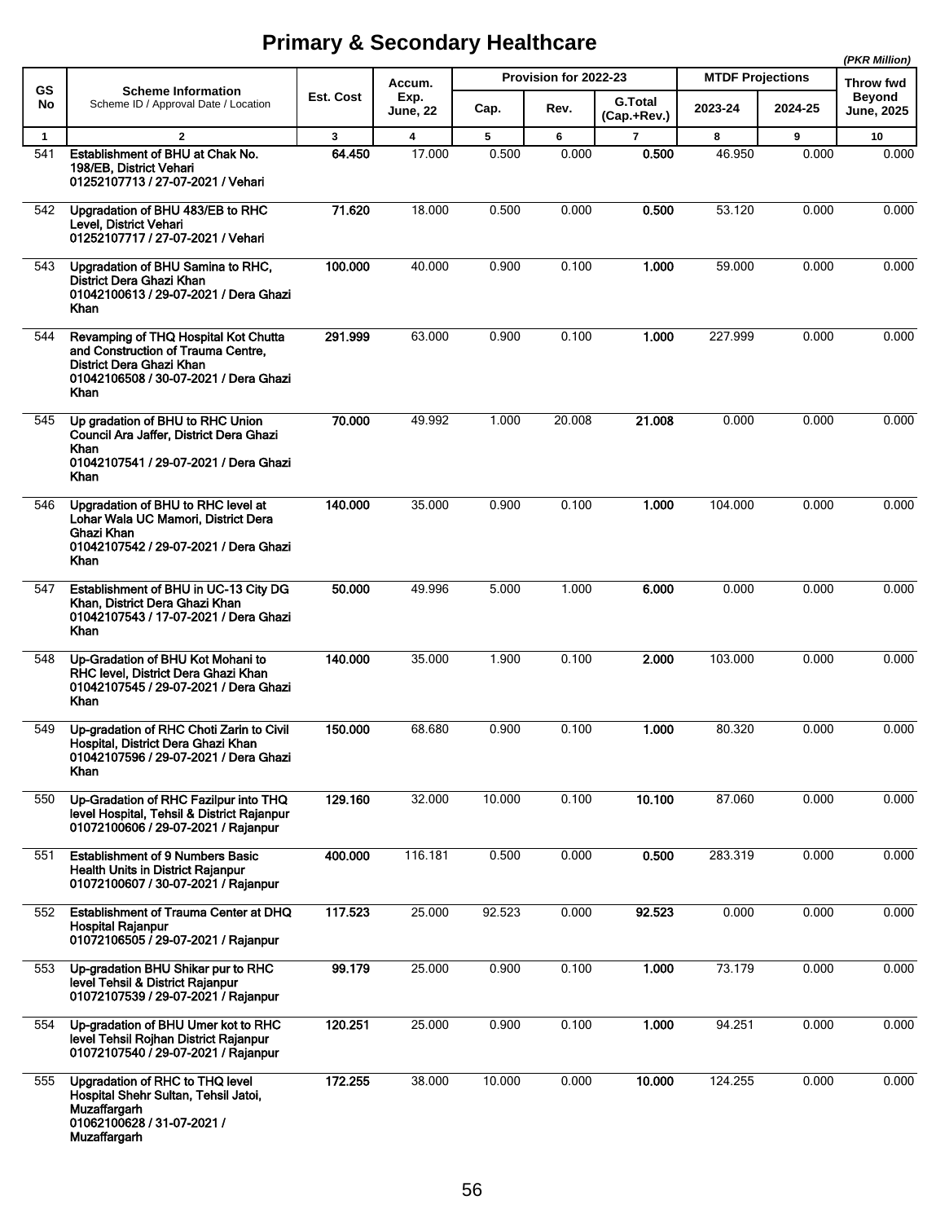# Primary & Secondary Healthcare

*(PKR Million)*

| GS No | Scheme Information<br>Scheme ID / Approval Date / Location | Est. Cost | Accum. Exp. June, 22 | Provision for 2022-23 | | | MTDF Projections | | Throw fwd Beyond June, 2025 |
|---|---|---|---|---|---|---|---|---|---|
| | | | | Cap. | Rev. | G.Total (Cap.+Rev.) | 2023-24 | 2024-25 | |
| 1 | 2 | 3 | 4 | 5 | 6 | 7 | 8 | 9 | 10 |
| 541 | **Establishment of BHU at Chak No. 198/EB, District Vehari**<br>**01252107713 / 27-07-2021 / Vehari** | **64.450** | 17.000 | 0.500 | 0.000 | **0.500** | 46.950 | 0.000 | 0.000 |
| 542 | **Upgradation of BHU 483/EB to RHC Level, District Vehari**<br>**01252107717 / 27-07-2021 / Vehari** | **71.620** | 18.000 | 0.500 | 0.000 | **0.500** | 53.120 | 0.000 | 0.000 |
| 543 | **Upgradation of BHU Samina to RHC, District Dera Ghazi Khan**<br>**01042100613 / 29-07-2021 / Dera Ghazi Khan** | **100.000** | 40.000 | 0.900 | 0.100 | **1.000** | 59.000 | 0.000 | 0.000 |
| 544 | **Revamping of THQ Hospital Kot Chutta and Construction of Trauma Centre, District Dera Ghazi Khan**<br>**01042106508 / 30-07-2021 / Dera Ghazi Khan** | **291.999** | 63.000 | 0.900 | 0.100 | **1.000** | 227.999 | 0.000 | 0.000 |
| 545 | **Up gradation of BHU to RHC Union Council Ara Jaffer, District Dera Ghazi Khan**<br>**01042107541 / 29-07-2021 / Dera Ghazi Khan** | **70.000** | 49.992 | 1.000 | 20.008 | **21.008** | 0.000 | 0.000 | 0.000 |
| 546 | **Upgradation of BHU to RHC level at Lohar Wala UC Mamori, District Dera Ghazi Khan**<br>**01042107542 / 29-07-2021 / Dera Ghazi Khan** | **140.000** | 35.000 | 0.900 | 0.100 | **1.000** | 104.000 | 0.000 | 0.000 |
| 547 | **Establishment of BHU in UC-13 City DG Khan, District Dera Ghazi Khan**<br>**01042107543 / 17-07-2021 / Dera Ghazi Khan** | **50.000** | 49.996 | 5.000 | 1.000 | **6.000** | 0.000 | 0.000 | 0.000 |
| 548 | **Up-Gradation of BHU Kot Mohani to RHC level, District Dera Ghazi Khan**<br>**01042107545 / 29-07-2021 / Dera Ghazi Khan** | **140.000** | 35.000 | 1.900 | 0.100 | **2.000** | 103.000 | 0.000 | 0.000 |
| 549 | **Up-gradation of RHC Choti Zarin to Civil Hospital, District Dera Ghazi Khan**<br>**01042107596 / 29-07-2021 / Dera Ghazi Khan** | **150.000** | 68.680 | 0.900 | 0.100 | **1.000** | 80.320 | 0.000 | 0.000 |
| 550 | **Up-Gradation of RHC Fazilpur into THQ level Hospital, Tehsil & District Rajanpur**<br>**01072100606 / 29-07-2021 / Rajanpur** | **129.160** | 32.000 | 10.000 | 0.100 | **10.100** | 87.060 | 0.000 | 0.000 |
| 551 | **Establishment of 9 Numbers Basic Health Units in District Rajanpur**<br>**01072100607 / 30-07-2021 / Rajanpur** | **400.000** | 116.181 | 0.500 | 0.000 | **0.500** | 283.319 | 0.000 | 0.000 |
| 552 | **Establishment of Trauma Center at DHQ Hospital Rajanpur**<br>**01072106505 / 29-07-2021 / Rajanpur** | **117.523** | 25.000 | 92.523 | 0.000 | **92.523** | 0.000 | 0.000 | 0.000 |
| 553 | **Up-gradation BHU Shikar pur to RHC level Tehsil & District Rajanpur**<br>**01072107539 / 29-07-2021 / Rajanpur** | **99.179** | 25.000 | 0.900 | 0.100 | **1.000** | 73.179 | 0.000 | 0.000 |
| 554 | **Up-gradation of BHU Umer kot to RHC level Tehsil Rojhan District Rajanpur**<br>**01072107540 / 29-07-2021 / Rajanpur** | **120.251** | 25.000 | 0.900 | 0.100 | **1.000** | 94.251 | 0.000 | 0.000 |
| 555 | **Upgradation of RHC to THQ level Hospital Shehr Sultan, Tehsil Jatoi, Muzaffargarh**<br>**01062100628 / 31-07-2021 / Muzaffargarh** | **172.255** | 38.000 | 10.000 | 0.000 | **10.000** | 124.255 | 0.000 | 0.000 |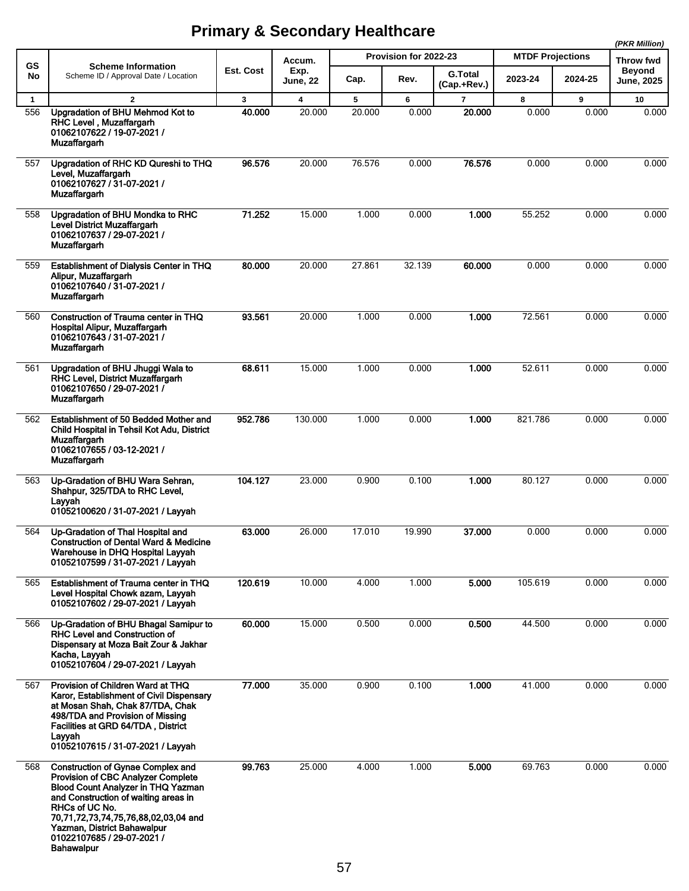# Primary & Secondary Healthcare

*(PKR Million)*

| GS No | Scheme Information<br>Scheme ID / Approval Date / Location | Est. Cost | Accum. Exp. June, 22 | Provision for 2022-23 | | | MTDF Projections | | Throw fwd Beyond June, 2025 |
|---|---|---|---|---|---|---|---|---|---|
| | | | | Cap. | Rev. | G.Total (Cap.+Rev.) | 2023-24 | 2024-25 | |
| 1 | 2 | 3 | 4 | 5 | 6 | 7 | 8 | 9 | 10 |
| 556 | **Upgradation of BHU Mehmod Kot to RHC Level , Muzaffargarh<br>01062107622 / 19-07-2021 / Muzaffargarh** | **40.000** | 20.000 | 20.000 | 0.000 | **20.000** | 0.000 | 0.000 | 0.000 |
| 557 | **Upgradation of RHC KD Qureshi to THQ Level, Muzaffargarh<br>01062107627 / 31-07-2021 / Muzaffargarh** | **96.576** | 20.000 | 76.576 | 0.000 | **76.576** | 0.000 | 0.000 | 0.000 |
| 558 | **Upgradation of BHU Mondka to RHC Level District Muzaffargarh<br>01062107637 / 29-07-2021 / Muzaffargarh** | **71.252** | 15.000 | 1.000 | 0.000 | **1.000** | 55.252 | 0.000 | 0.000 |
| 559 | **Establishment of Dialysis Center in THQ Alipur, Muzaffargarh<br>01062107640 / 31-07-2021 / Muzaffargarh** | **80.000** | 20.000 | 27.861 | 32.139 | **60.000** | 0.000 | 0.000 | 0.000 |
| 560 | **Construction of Trauma center in THQ Hospital Alipur, Muzaffargarh<br>01062107643 / 31-07-2021 / Muzaffargarh** | **93.561** | 20.000 | 1.000 | 0.000 | **1.000** | 72.561 | 0.000 | 0.000 |
| 561 | **Upgradation of BHU Jhuggi Wala to RHC Level, District Muzaffargarh<br>01062107650 / 29-07-2021 / Muzaffargarh** | **68.611** | 15.000 | 1.000 | 0.000 | **1.000** | 52.611 | 0.000 | 0.000 |
| 562 | **Establishment of 50 Bedded Mother and Child Hospital in Tehsil Kot Adu, District Muzaffargarh<br>01062107655 / 03-12-2021 / Muzaffargarh** | **952.786** | 130.000 | 1.000 | 0.000 | **1.000** | 821.786 | 0.000 | 0.000 |
| 563 | **Up-Gradation of BHU Wara Sehran, Shahpur, 325/TDA to RHC Level, Layyah<br>01052100620 / 31-07-2021 / Layyah** | **104.127** | 23.000 | 0.900 | 0.100 | **1.000** | 80.127 | 0.000 | 0.000 |
| 564 | **Up-Gradation of Thal Hospital and Construction of Dental Ward & Medicine Warehouse in DHQ Hospital Layyah<br>01052107599 / 31-07-2021 / Layyah** | **63.000** | 26.000 | 17.010 | 19.990 | **37.000** | 0.000 | 0.000 | 0.000 |
| 565 | **Establishment of Trauma center in THQ Level Hospital Chowk azam, Layyah<br>01052107602 / 29-07-2021 / Layyah** | **120.619** | 10.000 | 4.000 | 1.000 | **5.000** | 105.619 | 0.000 | 0.000 |
| 566 | **Up-Gradation of BHU Bhagal Samipur to RHC Level and Construction of Dispensary at Moza Bait Zour & Jakhar Kacha, Layyah<br>01052107604 / 29-07-2021 / Layyah** | **60.000** | 15.000 | 0.500 | 0.000 | **0.500** | 44.500 | 0.000 | 0.000 |
| 567 | **Provision of Children Ward at THQ Karor, Establishment of Civil Dispensary at Mosan Shah, Chak 87/TDA, Chak 498/TDA and Provision of Missing Facilities at GRD 64/TDA , District Layyah<br>01052107615 / 31-07-2021 / Layyah** | **77.000** | 35.000 | 0.900 | 0.100 | **1.000** | 41.000 | 0.000 | 0.000 |
| 568 | **Construction of Gynae Complex and Provision of CBC Analyzer Complete Blood Count Analyzer in THQ Yazman and Construction of waiting areas in RHCs of UC No. 70,71,72,73,74,75,76,88,02,03,04 and Yazman, District Bahawalpur<br>01022107685 / 29-07-2021 / Bahawalpur** | **99.763** | 25.000 | 4.000 | 1.000 | **5.000** | 69.763 | 0.000 | 0.000 |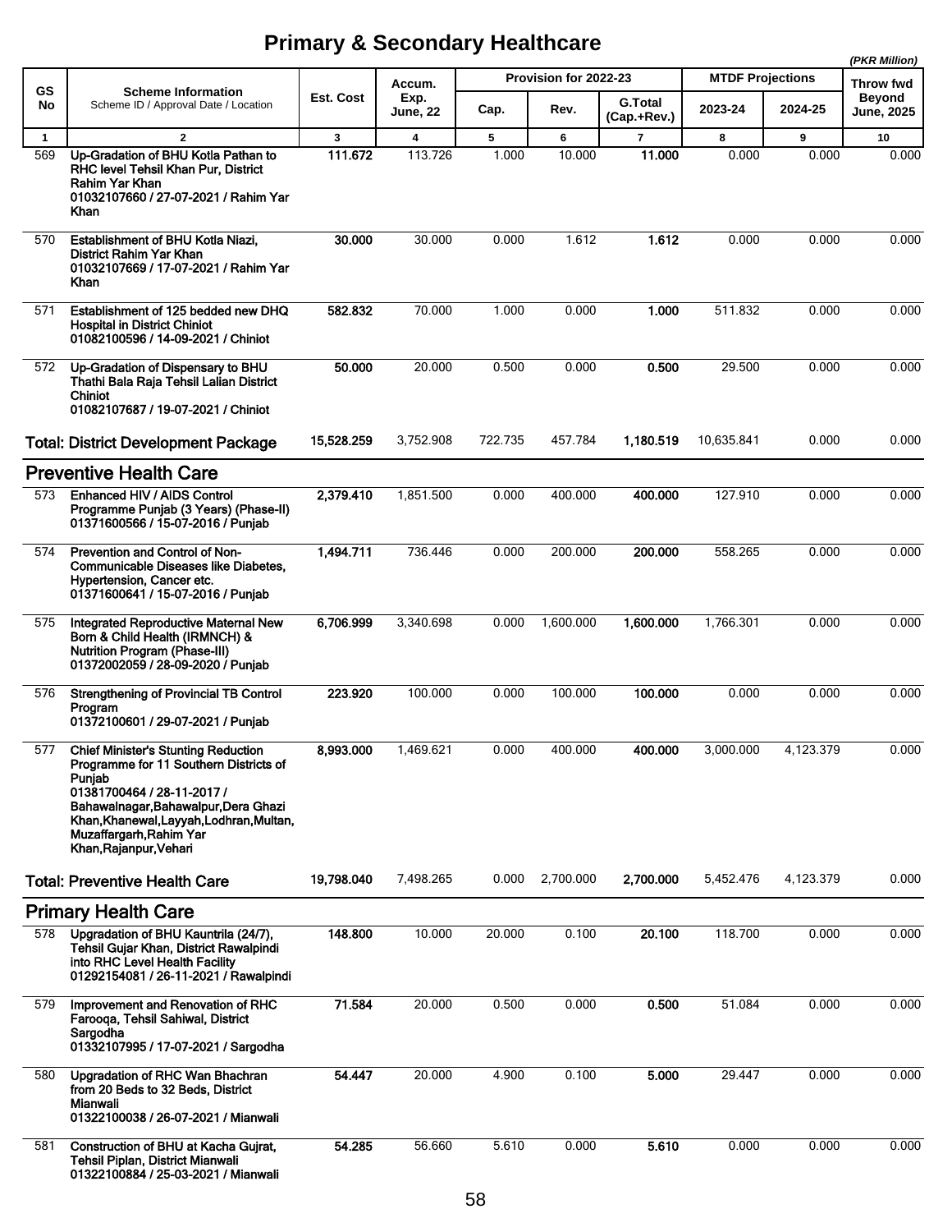# Primary & Secondary Healthcare

*(PKR Million)*

| GS No | Scheme Information<br>Scheme ID / Approval Date / Location | Est. Cost | Accum. Exp. June, 22 | Provision for 2022-23 | | | MTDF Projections | | Throw fwd Beyond June, 2025 |
|---|---|---|---|---|---|---|---|---|---|
| | | | | Cap. | Rev. | G.Total (Cap.+Rev.) | 2023-24 | 2024-25 | |
| 1 | 2 | 3 | 4 | 5 | 6 | 7 | 8 | 9 | 10 |
| 569 | **Up-Gradation of BHU Kotla Pathan to RHC level Tehsil Khan Pur, District Rahim Yar Khan**<br>**01032107660 / 27-07-2021 / Rahim Yar Khan** | **111.672** | 113.726 | 1.000 | 10.000 | **11.000** | 0.000 | 0.000 | 0.000 |
| 570 | **Establishment of BHU Kotla Niazi, District Rahim Yar Khan**<br>**01032107669 / 17-07-2021 / Rahim Yar Khan** | **30.000** | 30.000 | 0.000 | 1.612 | **1.612** | 0.000 | 0.000 | 0.000 |
| 571 | **Establishment of 125 bedded new DHQ Hospital in District Chiniot**<br>**01082100596 / 14-09-2021 / Chiniot** | **582.832** | 70.000 | 1.000 | 0.000 | **1.000** | 511.832 | 0.000 | 0.000 |
| 572 | **Up-Gradation of Dispensary to BHU Thathi Bala Raja Tehsil Lalian District Chiniot**<br>**01082107687 / 19-07-2021 / Chiniot** | **50.000** | 20.000 | 0.500 | 0.000 | **0.500** | 29.500 | 0.000 | 0.000 |
| | **Total: District Development Package** | **15,528.259** | 3,752.908 | 722.735 | 457.784 | **1,180.519** | 10,635.841 | 0.000 | 0.000 |
| | **Preventive Health Care** | | | | | | | | |
| 573 | **Enhanced HIV / AIDS Control Programme Punjab (3 Years) (Phase-II)**<br>**01371600566 / 15-07-2016 / Punjab** | **2,379.410** | 1,851.500 | 0.000 | 400.000 | **400.000** | 127.910 | 0.000 | 0.000 |
| 574 | **Prevention and Control of Non-Communicable Diseases like Diabetes, Hypertension, Cancer etc.**<br>**01371600641 / 15-07-2016 / Punjab** | **1,494.711** | 736.446 | 0.000 | 200.000 | **200.000** | 558.265 | 0.000 | 0.000 |
| 575 | **Integrated Reproductive Maternal New Born & Child Health (IRMNCH) & Nutrition Program (Phase-III)**<br>**01372002059 / 28-09-2020 / Punjab** | **6,706.999** | 3,340.698 | 0.000 | 1,600.000 | **1,600.000** | 1,766.301 | 0.000 | 0.000 |
| 576 | **Strengthening of Provincial TB Control Program**<br>**01372100601 / 29-07-2021 / Punjab** | **223.920** | 100.000 | 0.000 | 100.000 | **100.000** | 0.000 | 0.000 | 0.000 |
| 577 | **Chief Minister's Stunting Reduction Programme for 11 Southern Districts of Punjab**<br>**01381700464 / 28-11-2017 / Bahawalnagar,Bahawalpur,Dera Ghazi Khan,Khanewal,Layyah,Lodhran,Multan, Muzaffargarh,Rahim Yar Khan,Rajanpur,Vehari** | **8,993.000** | 1,469.621 | 0.000 | 400.000 | **400.000** | 3,000.000 | 4,123.379 | 0.000 |
| | **Total: Preventive Health Care** | **19,798.040** | 7,498.265 | 0.000 | 2,700.000 | **2,700.000** | 5,452.476 | 4,123.379 | 0.000 |
| | **Primary Health Care** | | | | | | | | |
| 578 | **Upgradation of BHU Kauntrila (24/7), Tehsil Gujar Khan, District Rawalpindi into RHC Level Health Facility**<br>**01292154081 / 26-11-2021 / Rawalpindi** | **148.800** | 10.000 | 20.000 | 0.100 | **20.100** | 118.700 | 0.000 | 0.000 |
| 579 | **Improvement and Renovation of RHC Farooqa, Tehsil Sahiwal, District Sargodha**<br>**01332107995 / 17-07-2021 / Sargodha** | **71.584** | 20.000 | 0.500 | 0.000 | **0.500** | 51.084 | 0.000 | 0.000 |
| 580 | **Upgradation of RHC Wan Bhachran from 20 Beds to 32 Beds, District Mianwali**<br>**01322100038 / 26-07-2021 / Mianwali** | **54.447** | 20.000 | 4.900 | 0.100 | **5.000** | 29.447 | 0.000 | 0.000 |
| 581 | **Construction of BHU at Kacha Gujrat, Tehsil Piplan, District Mianwali**<br>**01322100884 / 25-03-2021 / Mianwali** | **54.285** | 56.660 | 5.610 | 0.000 | **5.610** | 0.000 | 0.000 | 0.000 |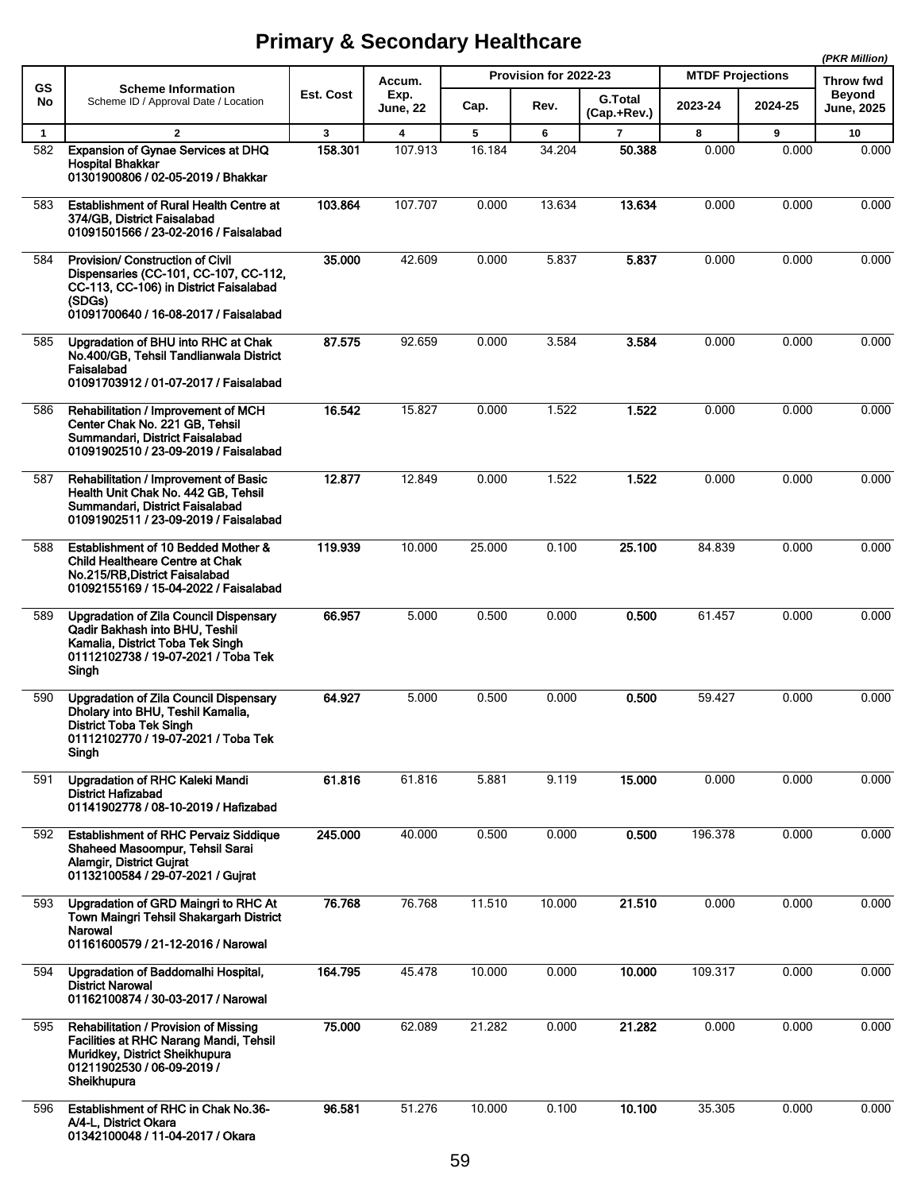# Primary & Secondary Healthcare

*(PKR Million)*

| GS No | Scheme Information<br>Scheme ID / Approval Date / Location | Est. Cost | Accum. Exp. June, 22 | Provision for 2022-23 | | | MTDF Projections | | Throw fwd Beyond June, 2025 |
|---|---|---|---|---|---|---|---|---|---|
| | | | | Cap. | Rev. | G.Total (Cap.+Rev.) | 2023-24 | 2024-25 | |
| 1 | 2 | 3 | 4 | 5 | 6 | 7 | 8 | 9 | 10 |
| 582 | **Expansion of Gynae Services at DHQ Hospital Bhakkar**<br>**01301900806 / 02-05-2019 / Bhakkar** | **158.301** | 107.913 | 16.184 | 34.204 | **50.388** | 0.000 | 0.000 | 0.000 |
| 583 | **Establishment of Rural Health Centre at 374/GB, District Faisalabad**<br>**01091501566 / 23-02-2016 / Faisalabad** | **103.864** | 107.707 | 0.000 | 13.634 | **13.634** | 0.000 | 0.000 | 0.000 |
| 584 | **Provision/ Construction of Civil Dispensaries (CC-101, CC-107, CC-112, CC-113, CC-106) in District Faisalabad (SDGs)**<br>**01091700640 / 16-08-2017 / Faisalabad** | **35.000** | 42.609 | 0.000 | 5.837 | **5.837** | 0.000 | 0.000 | 0.000 |
| 585 | **Upgradation of BHU into RHC at Chak No.400/GB, Tehsil Tandlianwala District Faisalabad**<br>**01091703912 / 01-07-2017 / Faisalabad** | **87.575** | 92.659 | 0.000 | 3.584 | **3.584** | 0.000 | 0.000 | 0.000 |
| 586 | **Rehabilitation / Improvement of MCH Center Chak No. 221 GB, Tehsil Summandari, District Faisalabad**<br>**01091902510 / 23-09-2019 / Faisalabad** | **16.542** | 15.827 | 0.000 | 1.522 | **1.522** | 0.000 | 0.000 | 0.000 |
| 587 | **Rehabilitation / Improvement of Basic Health Unit Chak No. 442 GB, Tehsil Summandari, District Faisalabad**<br>**01091902511 / 23-09-2019 / Faisalabad** | **12.877** | 12.849 | 0.000 | 1.522 | **1.522** | 0.000 | 0.000 | 0.000 |
| 588 | **Establishment of 10 Bedded Mother & Child Healtheare Centre at Chak No.215/RB,District Faisalabad**<br>**01092155169 / 15-04-2022 / Faisalabad** | **119.939** | 10.000 | 25.000 | 0.100 | **25.100** | 84.839 | 0.000 | 0.000 |
| 589 | **Upgradation of Zila Council Dispensary Qadir Bakhash into BHU, Teshil Kamalia, District Toba Tek Singh**<br>**01112102738 / 19-07-2021 / Toba Tek Singh** | **66.957** | 5.000 | 0.500 | 0.000 | **0.500** | 61.457 | 0.000 | 0.000 |
| 590 | **Upgradation of Zila Council Dispensary Dholary into BHU, Teshil Kamalia, District Toba Tek Singh**<br>**01112102770 / 19-07-2021 / Toba Tek Singh** | **64.927** | 5.000 | 0.500 | 0.000 | **0.500** | 59.427 | 0.000 | 0.000 |
| 591 | **Upgradation of RHC Kaleki Mandi District Hafizabad**<br>**01141902778 / 08-10-2019 / Hafizabad** | **61.816** | 61.816 | 5.881 | 9.119 | **15.000** | 0.000 | 0.000 | 0.000 |
| 592 | **Establishment of RHC Pervaiz Siddique Shaheed Masoompur, Tehsil Sarai Alamgir, District Gujrat**<br>**01132100584 / 29-07-2021 / Gujrat** | **245.000** | 40.000 | 0.500 | 0.000 | **0.500** | 196.378 | 0.000 | 0.000 |
| 593 | **Upgradation of GRD Maingri to RHC At Town Maingri Tehsil Shakargarh District Narowal**<br>**01161600579 / 21-12-2016 / Narowal** | **76.768** | 76.768 | 11.510 | 10.000 | **21.510** | 0.000 | 0.000 | 0.000 |
| 594 | **Upgradation of Baddomalhi Hospital, District Narowal**<br>**01162100874 / 30-03-2017 / Narowal** | **164.795** | 45.478 | 10.000 | 0.000 | **10.000** | 109.317 | 0.000 | 0.000 |
| 595 | **Rehabilitation / Provision of Missing Facilities at RHC Narang Mandi, Tehsil Muridkey, District Sheikhupura**<br>**01211902530 / 06-09-2019 / Sheikhupura** | **75.000** | 62.089 | 21.282 | 0.000 | **21.282** | 0.000 | 0.000 | 0.000 |
| 596 | **Establishment of RHC in Chak No.36-A/4-L, District Okara**<br>**01342100048 / 11-04-2017 / Okara** | **96.581** | 51.276 | 10.000 | 0.100 | **10.100** | 35.305 | 0.000 | 0.000 |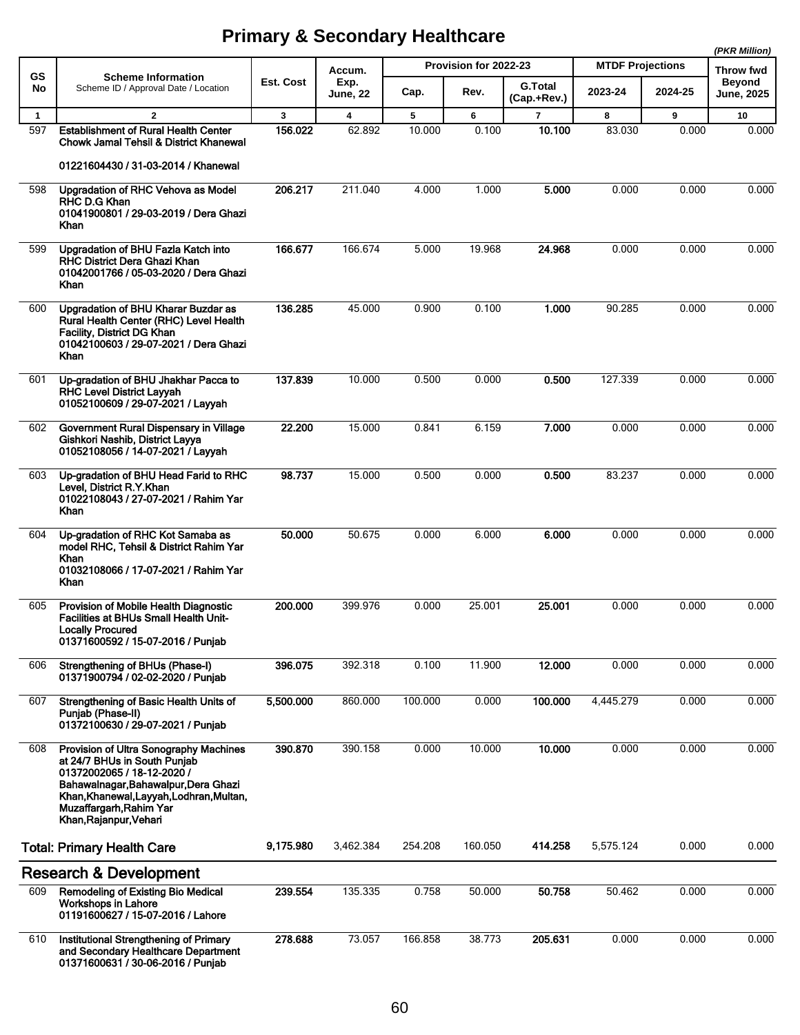# Primary & Secondary Healthcare

*(PKR Million)*

| GS No | Scheme Information<br>Scheme ID / Approval Date / Location | Est. Cost | Accum. Exp. June, 22 | Provision for 2022-23 | | | MTDF Projections | | Throw fwd Beyond June, 2025 |
|---|---|---|---|---|---|---|---|---|---|
| | | | | Cap. | Rev. | G.Total (Cap.+Rev.) | 2023-24 | 2024-25 | |
| 1 | 2 | 3 | 4 | 5 | 6 | 7 | 8 | 9 | 10 |
| 597 | **Establishment of Rural Health Center Chowk Jamal Tehsil & District Khanewal**<br>**01221604430 / 31-03-2014 / Khanewal** | **156.022** | 62.892 | 10.000 | 0.100 | **10.100** | 83.030 | 0.000 | 0.000 |
| 598 | **Upgradation of RHC Vehova as Model RHC D.G Khan**<br>**01041900801 / 29-03-2019 / Dera Ghazi Khan** | **206.217** | 211.040 | 4.000 | 1.000 | **5.000** | 0.000 | 0.000 | 0.000 |
| 599 | **Upgradation of BHU Fazla Katch into RHC District Dera Ghazi Khan**<br>**01042001766 / 05-03-2020 / Dera Ghazi Khan** | **166.677** | 166.674 | 5.000 | 19.968 | **24.968** | 0.000 | 0.000 | 0.000 |
| 600 | **Upgradation of BHU Kharar Buzdar as Rural Health Center (RHC) Level Health Facility, District DG Khan**<br>**01042100603 / 29-07-2021 / Dera Ghazi Khan** | **136.285** | 45.000 | 0.900 | 0.100 | **1.000** | 90.285 | 0.000 | 0.000 |
| 601 | **Up-gradation of BHU Jhakhar Pacca to RHC Level District Layyah**<br>**01052100609 / 29-07-2021 / Layyah** | **137.839** | 10.000 | 0.500 | 0.000 | **0.500** | 127.339 | 0.000 | 0.000 |
| 602 | **Government Rural Dispensary in Village Gishkori Nashib, District Layya**<br>**01052108056 / 14-07-2021 / Layyah** | **22.200** | 15.000 | 0.841 | 6.159 | **7.000** | 0.000 | 0.000 | 0.000 |
| 603 | **Up-gradation of BHU Head Farid to RHC Level, District R.Y.Khan**<br>**01022108043 / 27-07-2021 / Rahim Yar Khan** | **98.737** | 15.000 | 0.500 | 0.000 | **0.500** | 83.237 | 0.000 | 0.000 |
| 604 | **Up-gradation of RHC Kot Samaba as model RHC, Tehsil & District Rahim Yar Khan**<br>**01032108066 / 17-07-2021 / Rahim Yar Khan** | **50.000** | 50.675 | 0.000 | 6.000 | **6.000** | 0.000 | 0.000 | 0.000 |
| 605 | **Provision of Mobile Health Diagnostic Facilities at BHUs Small Health Unit-Locally Procured**<br>**01371600592 / 15-07-2016 / Punjab** | **200.000** | 399.976 | 0.000 | 25.001 | **25.001** | 0.000 | 0.000 | 0.000 |
| 606 | **Strengthening of BHUs (Phase-I)**<br>**01371900794 / 02-02-2020 / Punjab** | **396.075** | 392.318 | 0.100 | 11.900 | **12.000** | 0.000 | 0.000 | 0.000 |
| 607 | **Strengthening of Basic Health Units of Punjab (Phase-II)**<br>**01372100630 / 29-07-2021 / Punjab** | **5,500.000** | 860.000 | 100.000 | 0.000 | **100.000** | 4,445.279 | 0.000 | 0.000 |
| 608 | **Provision of Ultra Sonography Machines at 24/7 BHUs in South Punjab**<br>**01372002065 / 18-12-2020 / Bahawalnagar,Bahawalpur,Dera Ghazi Khan,Khanewal,Layyah,Lodhran,Multan, Muzaffargarh,Rahim Yar Khan,Rajanpur,Vehari** | **390.870** | 390.158 | 0.000 | 10.000 | **10.000** | 0.000 | 0.000 | 0.000 |
| | **Total: Primary Health Care** | **9,175.980** | 3,462.384 | 254.208 | 160.050 | **414.258** | 5,575.124 | 0.000 | 0.000 |
| | **Research & Development** | | | | | | | | |
| 609 | **Remodeling of Existing Bio Medical Workshops in Lahore**<br>**01191600627 / 15-07-2016 / Lahore** | **239.554** | 135.335 | 0.758 | 50.000 | **50.758** | 50.462 | 0.000 | 0.000 |
| 610 | **Institutional Strengthening of Primary and Secondary Healthcare Department**<br>**01371600631 / 30-06-2016 / Punjab** | **278.688** | 73.057 | 166.858 | 38.773 | **205.631** | 0.000 | 0.000 | 0.000 |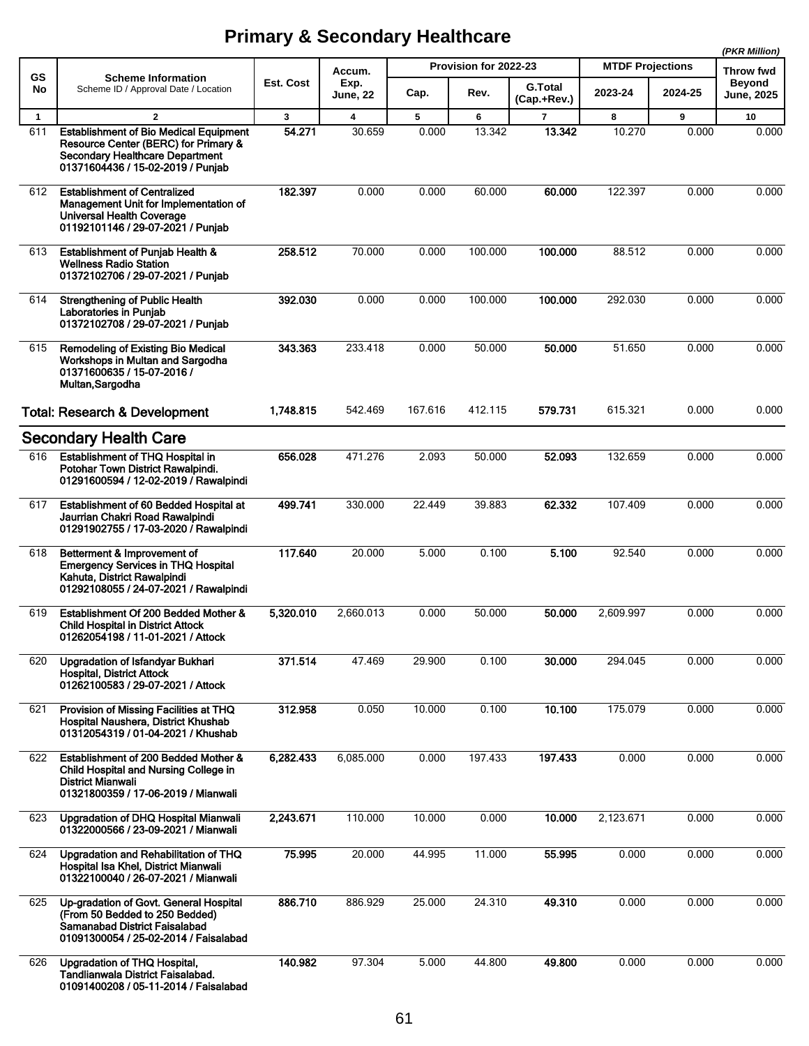# Primary & Secondary Healthcare

*(PKR Million)*

| GS No | Scheme Information<br>Scheme ID / Approval Date / Location | Est. Cost | Accum. Exp. June, 22 | Provision for 2022-23 | | | MTDF Projections | | Throw fwd Beyond June, 2025 |
|---|---|---|---|---|---|---|---|---|---|
| | | | | Cap. | Rev. | G.Total (Cap.+Rev.) | 2023-24 | 2024-25 | |
| 1 | 2 | 3 | 4 | 5 | 6 | 7 | 8 | 9 | 10 |
| 611 | **Establishment of Bio Medical Equipment Resource Center (BERC) for Primary & Secondary Healthcare Department**<br>**01371604436 / 15-02-2019 / Punjab** | **54.271** | 30.659 | 0.000 | 13.342 | **13.342** | 10.270 | 0.000 | 0.000 |
| 612 | **Establishment of Centralized Management Unit for Implementation of Universal Health Coverage**<br>**01192101146 / 29-07-2021 / Punjab** | **182.397** | 0.000 | 0.000 | 60.000 | **60.000** | 122.397 | 0.000 | 0.000 |
| 613 | **Establishment of Punjab Health & Wellness Radio Station**<br>**01372102706 / 29-07-2021 / Punjab** | **258.512** | 70.000 | 0.000 | 100.000 | **100.000** | 88.512 | 0.000 | 0.000 |
| 614 | **Strengthening of Public Health Laboratories in Punjab**<br>**01372102708 / 29-07-2021 / Punjab** | **392.030** | 0.000 | 0.000 | 100.000 | **100.000** | 292.030 | 0.000 | 0.000 |
| 615 | **Remodeling of Existing Bio Medical Workshops in Multan and Sargodha**<br>**01371600635 / 15-07-2016 / Multan,Sargodha** | **343.363** | 233.418 | 0.000 | 50.000 | **50.000** | 51.650 | 0.000 | 0.000 |
| | **Total: Research & Development** | **1,748.815** | 542.469 | 167.616 | 412.115 | **579.731** | 615.321 | 0.000 | 0.000 |
| | **Secondary Health Care** | | | | | | | | |
| 616 | **Establishment of THQ Hospital in Potohar Town District Rawalpindi.**<br>**01291600594 / 12-02-2019 / Rawalpindi** | **656.028** | 471.276 | 2.093 | 50.000 | **52.093** | 132.659 | 0.000 | 0.000 |
| 617 | **Establishment of 60 Bedded Hospital at Jaurrian Chakri Road Rawalpindi**<br>**01291902755 / 17-03-2020 / Rawalpindi** | **499.741** | 330.000 | 22.449 | 39.883 | **62.332** | 107.409 | 0.000 | 0.000 |
| 618 | **Betterment & Improvement of Emergency Services in THQ Hospital Kahuta, District Rawalpindi**<br>**01292108055 / 24-07-2021 / Rawalpindi** | **117.640** | 20.000 | 5.000 | 0.100 | **5.100** | 92.540 | 0.000 | 0.000 |
| 619 | **Establishment Of 200 Bedded Mother & Child Hospital in District Attock**<br>**01262054198 / 11-01-2021 / Attock** | **5,320.010** | 2,660.013 | 0.000 | 50.000 | **50.000** | 2,609.997 | 0.000 | 0.000 |
| 620 | **Upgradation of Isfandyar Bukhari Hospital, District Attock**<br>**01262100583 / 29-07-2021 / Attock** | **371.514** | 47.469 | 29.900 | 0.100 | **30.000** | 294.045 | 0.000 | 0.000 |
| 621 | **Provision of Missing Facilities at THQ Hospital Naushera, District Khushab**<br>**01312054319 / 01-04-2021 / Khushab** | **312.958** | 0.050 | 10.000 | 0.100 | **10.100** | 175.079 | 0.000 | 0.000 |
| 622 | **Establishment of 200 Bedded Mother & Child Hospital and Nursing College in District Mianwali**<br>**01321800359 / 17-06-2019 / Mianwali** | **6,282.433** | 6,085.000 | 0.000 | 197.433 | **197.433** | 0.000 | 0.000 | 0.000 |
| 623 | **Upgradation of DHQ Hospital Mianwali**<br>**01322000566 / 23-09-2021 / Mianwali** | **2,243.671** | 110.000 | 10.000 | 0.000 | **10.000** | 2,123.671 | 0.000 | 0.000 |
| 624 | **Upgradation and Rehabilitation of THQ Hospital Isa Khel, District Mianwali**<br>**01322100040 / 26-07-2021 / Mianwali** | **75.995** | 20.000 | 44.995 | 11.000 | **55.995** | 0.000 | 0.000 | 0.000 |
| 625 | **Up-gradation of Govt. General Hospital (From 50 Bedded to 250 Bedded) Samanabad District Faisalabad**<br>**01091300054 / 25-02-2014 / Faisalabad** | **886.710** | 886.929 | 25.000 | 24.310 | **49.310** | 0.000 | 0.000 | 0.000 |
| 626 | **Upgradation of THQ Hospital, Tandlianwala District Faisalabad.**<br>**01091400208 / 05-11-2014 / Faisalabad** | **140.982** | 97.304 | 5.000 | 44.800 | **49.800** | 0.000 | 0.000 | 0.000 |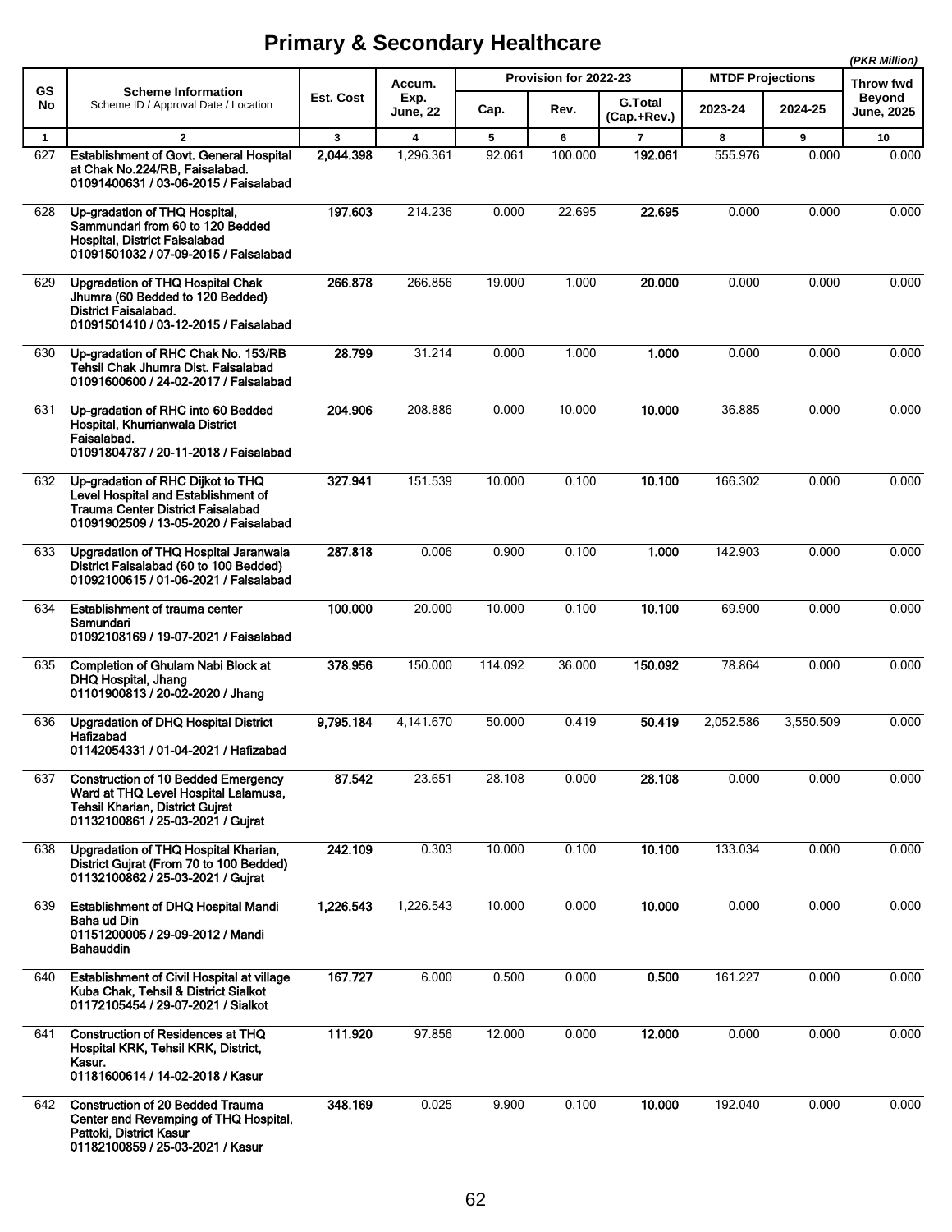# Primary & Secondary Healthcare

*(PKR Million)*

| GS No | Scheme Information<br>Scheme ID / Approval Date / Location | Est. Cost | Accum. Exp. June, 22 | Provision for 2022-23 | | | MTDF Projections | | Throw fwd Beyond June, 2025 |
|---|---|---|---|---|---|---|---|---|---|
| | | | | Cap. | Rev. | G.Total (Cap.+Rev.) | 2023-24 | 2024-25 | |
| 1 | 2 | 3 | 4 | 5 | 6 | 7 | 8 | 9 | 10 |
| 627 | **Establishment of Govt. General Hospital at Chak No.224/RB, Faisalabad.**<br>**01091400631 / 03-06-2015 / Faisalabad** | **2,044.398** | 1,296.361 | 92.061 | 100.000 | **192.061** | 555.976 | 0.000 | 0.000 |
| 628 | **Up-gradation of THQ Hospital, Sammundari from 60 to 120 Bedded Hospital, District Faisalabad**<br>**01091501032 / 07-09-2015 / Faisalabad** | **197.603** | 214.236 | 0.000 | 22.695 | **22.695** | 0.000 | 0.000 | 0.000 |
| 629 | **Upgradation of THQ Hospital Chak Jhumra (60 Bedded to 120 Bedded) District Faisalabad.**<br>**01091501410 / 03-12-2015 / Faisalabad** | **266.878** | 266.856 | 19.000 | 1.000 | **20.000** | 0.000 | 0.000 | 0.000 |
| 630 | **Up-gradation of RHC Chak No. 153/RB Tehsil Chak Jhumra Dist. Faisalabad**<br>**01091600600 / 24-02-2017 / Faisalabad** | **28.799** | 31.214 | 0.000 | 1.000 | **1.000** | 0.000 | 0.000 | 0.000 |
| 631 | **Up-gradation of RHC into 60 Bedded Hospital, Khurrianwala District Faisalabad.**<br>**01091804787 / 20-11-2018 / Faisalabad** | **204.906** | 208.886 | 0.000 | 10.000 | **10.000** | 36.885 | 0.000 | 0.000 |
| 632 | **Up-gradation of RHC Dijkot to THQ Level Hospital and Establishment of Trauma Center District Faisalabad**<br>**01091902509 / 13-05-2020 / Faisalabad** | **327.941** | 151.539 | 10.000 | 0.100 | **10.100** | 166.302 | 0.000 | 0.000 |
| 633 | **Upgradation of THQ Hospital Jaranwala District Faisalabad (60 to 100 Bedded)**<br>**01092100615 / 01-06-2021 / Faisalabad** | **287.818** | 0.006 | 0.900 | 0.100 | **1.000** | 142.903 | 0.000 | 0.000 |
| 634 | **Establishment of trauma center Samundari**<br>**01092108169 / 19-07-2021 / Faisalabad** | **100.000** | 20.000 | 10.000 | 0.100 | **10.100** | 69.900 | 0.000 | 0.000 |
| 635 | **Completion of Ghulam Nabi Block at DHQ Hospital, Jhang**<br>**01101900813 / 20-02-2020 / Jhang** | **378.956** | 150.000 | 114.092 | 36.000 | **150.092** | 78.864 | 0.000 | 0.000 |
| 636 | **Upgradation of DHQ Hospital District Hafizabad**<br>**01142054331 / 01-04-2021 / Hafizabad** | **9,795.184** | 4,141.670 | 50.000 | 0.419 | **50.419** | 2,052.586 | 3,550.509 | 0.000 |
| 637 | **Construction of 10 Bedded Emergency Ward at THQ Level Hospital Lalamusa, Tehsil Kharian, District Gujrat**<br>**01132100861 / 25-03-2021 / Gujrat** | **87.542** | 23.651 | 28.108 | 0.000 | **28.108** | 0.000 | 0.000 | 0.000 |
| 638 | **Upgradation of THQ Hospital Kharian, District Gujrat (From 70 to 100 Bedded)**<br>**01132100862 / 25-03-2021 / Gujrat** | **242.109** | 0.303 | 10.000 | 0.100 | **10.100** | 133.034 | 0.000 | 0.000 |
| 639 | **Establishment of DHQ Hospital Mandi Baha ud Din**<br>**01151200005 / 29-09-2012 / Mandi Bahauddin** | **1,226.543** | 1,226.543 | 10.000 | 0.000 | **10.000** | 0.000 | 0.000 | 0.000 |
| 640 | **Establishment of Civil Hospital at village Kuba Chak, Tehsil & District Sialkot**<br>**01172105454 / 29-07-2021 / Sialkot** | **167.727** | 6.000 | 0.500 | 0.000 | **0.500** | 161.227 | 0.000 | 0.000 |
| 641 | **Construction of Residences at THQ Hospital KRK, Tehsil KRK, District, Kasur.**<br>**01181600614 / 14-02-2018 / Kasur** | **111.920** | 97.856 | 12.000 | 0.000 | **12.000** | 0.000 | 0.000 | 0.000 |
| 642 | **Construction of 20 Bedded Trauma Center and Revamping of THQ Hospital, Pattoki, District Kasur**<br>**01182100859 / 25-03-2021 / Kasur** | **348.169** | 0.025 | 9.900 | 0.100 | **10.000** | 192.040 | 0.000 | 0.000 |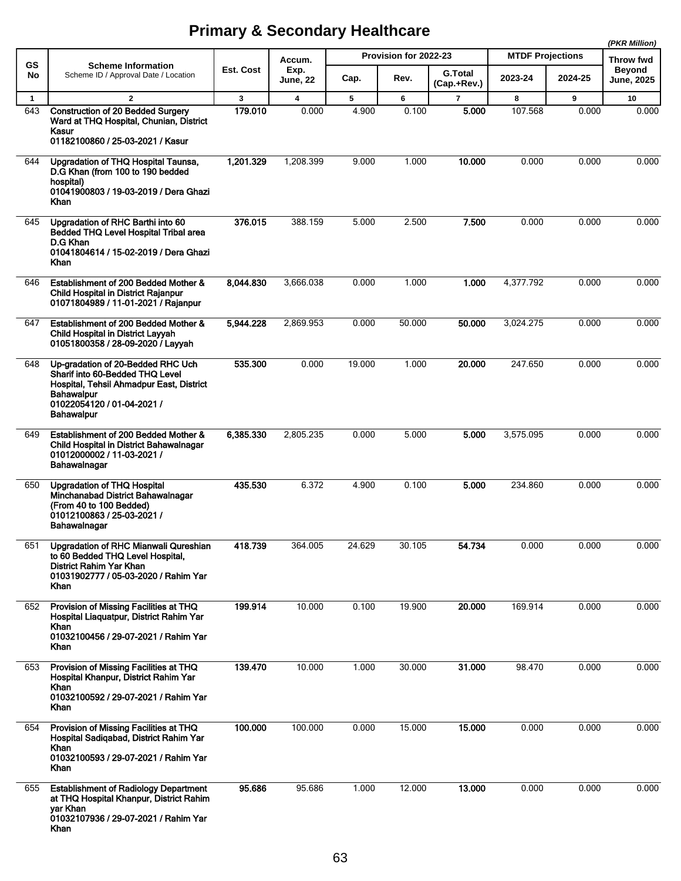# Primary & Secondary Healthcare

*(PKR Million)*

| GS No | Scheme Information<br>Scheme ID / Approval Date / Location | Est. Cost | Accum. Exp. June, 22 | Provision for 2022-23 | | | MTDF Projections | | Throw fwd Beyond June, 2025 |
|---|---|---|---|---|---|---|---|---|---|
| | | | | Cap. | Rev. | G.Total (Cap.+Rev.) | 2023-24 | 2024-25 | |
| 1 | 2 | 3 | 4 | 5 | 6 | 7 | 8 | 9 | 10 |
| 643 | **Construction of 20 Bedded Surgery Ward at THQ Hospital, Chunian, District Kasur<br>01182100860 / 25-03-2021 / Kasur** | **179.010** | 0.000 | 4.900 | 0.100 | **5.000** | 107.568 | 0.000 | 0.000 |
| 644 | **Upgradation of THQ Hospital Taunsa, D.G Khan (from 100 to 190 bedded hospital)<br>01041900803 / 19-03-2019 / Dera Ghazi Khan** | **1,201.329** | 1,208.399 | 9.000 | 1.000 | **10.000** | 0.000 | 0.000 | 0.000 |
| 645 | **Upgradation of RHC Barthi into 60 Bedded THQ Level Hospital Tribal area D.G Khan<br>01041804614 / 15-02-2019 / Dera Ghazi Khan** | **376.015** | 388.159 | 5.000 | 2.500 | **7.500** | 0.000 | 0.000 | 0.000 |
| 646 | **Establishment of 200 Bedded Mother & Child Hospital in District Rajanpur<br>01071804989 / 11-01-2021 / Rajanpur** | **8,044.830** | 3,666.038 | 0.000 | 1.000 | **1.000** | 4,377.792 | 0.000 | 0.000 |
| 647 | **Establishment of 200 Bedded Mother & Child Hospital in District Layyah<br>01051800358 / 28-09-2020 / Layyah** | **5,944.228** | 2,869.953 | 0.000 | 50.000 | **50.000** | 3,024.275 | 0.000 | 0.000 |
| 648 | **Up-gradation of 20-Bedded RHC Uch Sharif into 60-Bedded THQ Level Hospital, Tehsil Ahmadpur East, District Bahawalpur<br>01022054120 / 01-04-2021 / Bahawalpur** | **535.300** | 0.000 | 19.000 | 1.000 | **20.000** | 247.650 | 0.000 | 0.000 |
| 649 | **Establishment of 200 Bedded Mother & Child Hospital in District Bahawalnagar<br>01012000002 / 11-03-2021 / Bahawalnagar** | **6,385.330** | 2,805.235 | 0.000 | 5.000 | **5.000** | 3,575.095 | 0.000 | 0.000 |
| 650 | **Upgradation of THQ Hospital Minchanabad District Bahawalnagar (From 40 to 100 Bedded)<br>01012100863 / 25-03-2021 / Bahawalnagar** | **435.530** | 6.372 | 4.900 | 0.100 | **5.000** | 234.860 | 0.000 | 0.000 |
| 651 | **Upgradation of RHC Mianwali Qureshian to 60 Bedded THQ Level Hospital, District Rahim Yar Khan<br>01031902777 / 05-03-2020 / Rahim Yar Khan** | **418.739** | 364.005 | 24.629 | 30.105 | **54.734** | 0.000 | 0.000 | 0.000 |
| 652 | **Provision of Missing Facilities at THQ Hospital Liaquatpur, District Rahim Yar Khan<br>01032100456 / 29-07-2021 / Rahim Yar Khan** | **199.914** | 10.000 | 0.100 | 19.900 | **20.000** | 169.914 | 0.000 | 0.000 |
| 653 | **Provision of Missing Facilities at THQ Hospital Khanpur, District Rahim Yar Khan<br>01032100592 / 29-07-2021 / Rahim Yar Khan** | **139.470** | 10.000 | 1.000 | 30.000 | **31.000** | 98.470 | 0.000 | 0.000 |
| 654 | **Provision of Missing Facilities at THQ Hospital Sadiqabad, District Rahim Yar Khan<br>01032100593 / 29-07-2021 / Rahim Yar Khan** | **100.000** | 100.000 | 0.000 | 15.000 | **15.000** | 0.000 | 0.000 | 0.000 |
| 655 | **Establishment of Radiology Department at THQ Hospital Khanpur, District Rahim yar Khan<br>01032107936 / 29-07-2021 / Rahim Yar Khan** | **95.686** | 95.686 | 1.000 | 12.000 | **13.000** | 0.000 | 0.000 | 0.000 |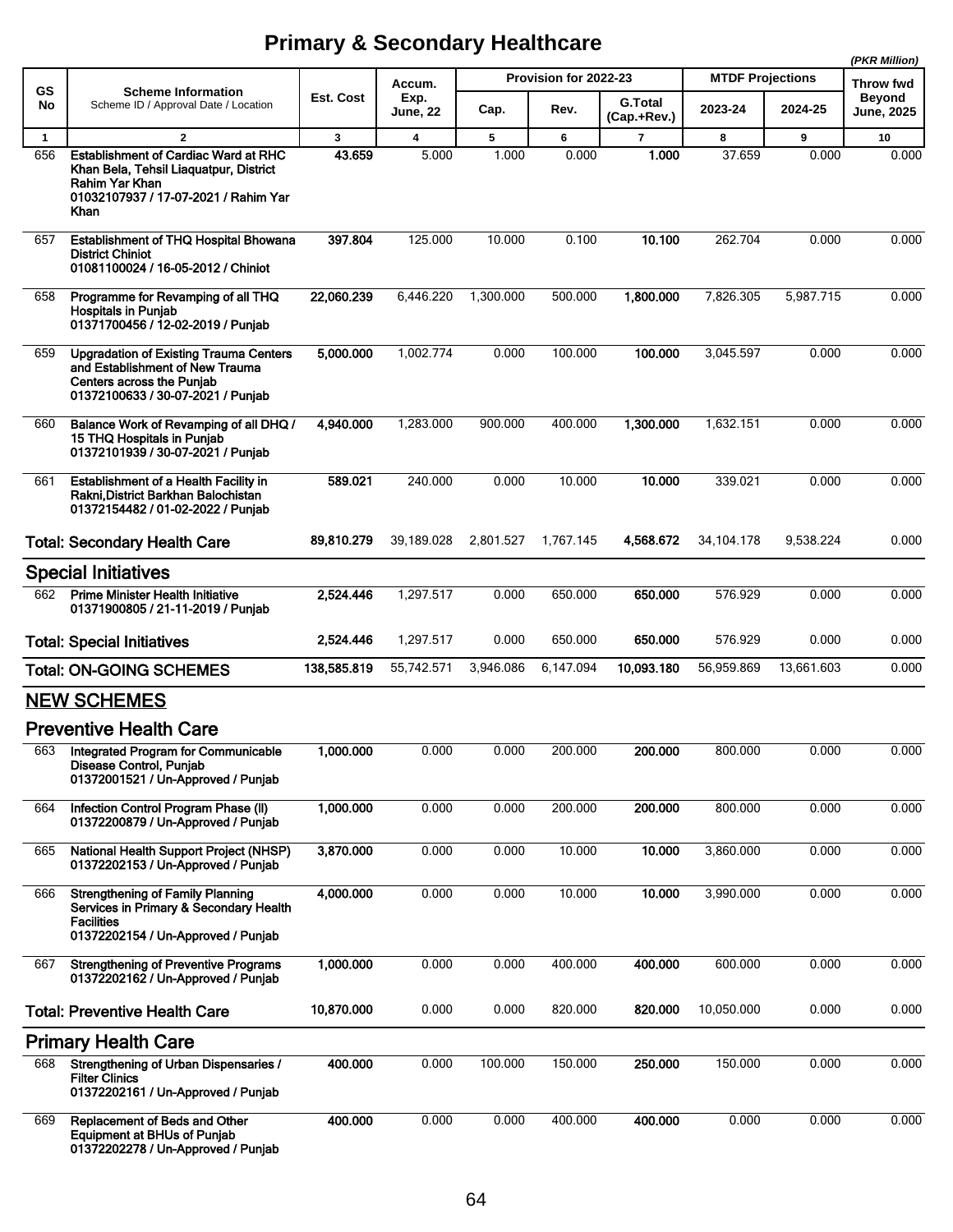# Primary & Secondary Healthcare

*(PKR Million)*

| GS No | Scheme Information<br>Scheme ID / Approval Date / Location | Est. Cost | Accum. Exp. June, 22 | Provision for 2022-23 | | | MTDF Projections | | Throw fwd Beyond June, 2025 |
|---|---|---|---|---|---|---|---|---|---|
| | | | | Cap. | Rev. | G.Total (Cap.+Rev.) | 2023-24 | 2024-25 | |
| 1 | 2 | 3 | 4 | 5 | 6 | 7 | 8 | 9 | 10 |
| 656 | **Establishment of Cardiac Ward at RHC Khan Bela, Tehsil Liaquatpur, District Rahim Yar Khan**<br>**01032107937 / 17-07-2021 / Rahim Yar Khan** | **43.659** | 5.000 | 1.000 | 0.000 | **1.000** | 37.659 | 0.000 | 0.000 |
| 657 | **Establishment of THQ Hospital Bhowana District Chiniot**<br>**01081100024 / 16-05-2012 / Chiniot** | **397.804** | 125.000 | 10.000 | 0.100 | **10.100** | 262.704 | 0.000 | 0.000 |
| 658 | **Programme for Revamping of all THQ Hospitals in Punjab**<br>**01371700456 / 12-02-2019 / Punjab** | **22,060.239** | 6,446.220 | 1,300.000 | 500.000 | **1,800.000** | 7,826.305 | 5,987.715 | 0.000 |
| 659 | **Upgradation of Existing Trauma Centers and Establishment of New Trauma Centers across the Punjab**<br>**01372100633 / 30-07-2021 / Punjab** | **5,000.000** | 1,002.774 | 0.000 | 100.000 | **100.000** | 3,045.597 | 0.000 | 0.000 |
| 660 | **Balance Work of Revamping of all DHQ / 15 THQ Hospitals in Punjab**<br>**01372101939 / 30-07-2021 / Punjab** | **4,940.000** | 1,283.000 | 900.000 | 400.000 | **1,300.000** | 1,632.151 | 0.000 | 0.000 |
| 661 | **Establishment of a Health Facility in Rakni,District Barkhan Balochistan**<br>**01372154482 / 01-02-2022 / Punjab** | **589.021** | 240.000 | 0.000 | 10.000 | **10.000** | 339.021 | 0.000 | 0.000 |
| | **Total: Secondary Health Care** | **89,810.279** | 39,189.028 | 2,801.527 | 1,767.145 | **4,568.672** | 34,104.178 | 9,538.224 | 0.000 |
| | **Special Initiatives** | | | | | | | | |
| 662 | **Prime Minister Health Initiative**<br>**01371900805 / 21-11-2019 / Punjab** | **2,524.446** | 1,297.517 | 0.000 | 650.000 | **650.000** | 576.929 | 0.000 | 0.000 |
| | **Total: Special Initiatives** | **2,524.446** | 1,297.517 | 0.000 | 650.000 | **650.000** | 576.929 | 0.000 | 0.000 |
| | **Total: ON-GOING SCHEMES** | **138,585.819** | 55,742.571 | 3,946.086 | 6,147.094 | **10,093.180** | 56,959.869 | 13,661.603 | 0.000 |
| | **NEW SCHEMES** | | | | | | | | |
| | **Preventive Health Care** | | | | | | | | |
| 663 | **Integrated Program for Communicable Disease Control, Punjab**<br>**01372001521 / Un-Approved / Punjab** | **1,000.000** | 0.000 | 0.000 | 200.000 | **200.000** | 800.000 | 0.000 | 0.000 |
| 664 | **Infection Control Program Phase (II)**<br>**01372200879 / Un-Approved / Punjab** | **1,000.000** | 0.000 | 0.000 | 200.000 | **200.000** | 800.000 | 0.000 | 0.000 |
| 665 | **National Health Support Project (NHSP)**<br>**01372202153 / Un-Approved / Punjab** | **3,870.000** | 0.000 | 0.000 | 10.000 | **10.000** | 3,860.000 | 0.000 | 0.000 |
| 666 | **Strengthening of Family Planning Services in Primary & Secondary Health Facilities**<br>**01372202154 / Un-Approved / Punjab** | **4,000.000** | 0.000 | 0.000 | 10.000 | **10.000** | 3,990.000 | 0.000 | 0.000 |
| 667 | **Strengthening of Preventive Programs**<br>**01372202162 / Un-Approved / Punjab** | **1,000.000** | 0.000 | 0.000 | 400.000 | **400.000** | 600.000 | 0.000 | 0.000 |
| | **Total: Preventive Health Care** | **10,870.000** | 0.000 | 0.000 | 820.000 | **820.000** | 10,050.000 | 0.000 | 0.000 |
| | **Primary Health Care** | | | | | | | | |
| 668 | **Strengthening of Urban Dispensaries / Filter Clinics**<br>**01372202161 / Un-Approved / Punjab** | **400.000** | 0.000 | 100.000 | 150.000 | **250.000** | 150.000 | 0.000 | 0.000 |
| 669 | **Replacement of Beds and Other Equipment at BHUs of Punjab**<br>**01372202278 / Un-Approved / Punjab** | **400.000** | 0.000 | 0.000 | 400.000 | **400.000** | 0.000 | 0.000 | 0.000 |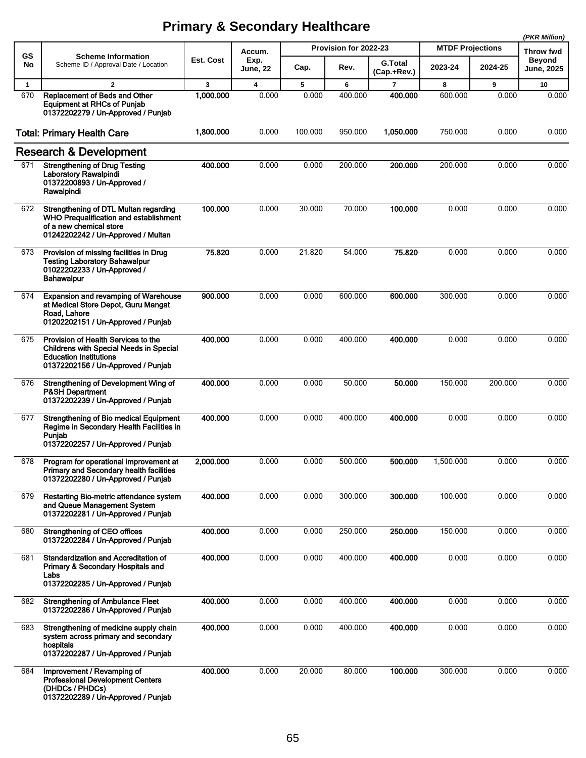# Primary & Secondary Healthcare

*(PKR Million)*

| GS No | Scheme Information<br>Scheme ID / Approval Date / Location | Est. Cost | Accum. Exp. June, 22 | Provision for 2022-23 | | | MTDF Projections | | Throw fwd Beyond June, 2025 |
|---|---|---|---|---|---|---|---|---|---|
| | | | | Cap. | Rev. | G.Total (Cap.+Rev.) | 2023-24 | 2024-25 | |
| 1 | 2 | 3 | 4 | 5 | 6 | 7 | 8 | 9 | 10 |
| 670 | **Replacement of Beds and Other Equipment at RHCs of Punjab**<br>**01372202279 / Un-Approved / Punjab** | **1,000.000** | 0.000 | 0.000 | 400.000 | **400.000** | 600.000 | 0.000 | 0.000 |
| | **Total: Primary Health Care** | **1,800.000** | 0.000 | 100.000 | 950.000 | **1,050.000** | 750.000 | 0.000 | 0.000 |
| | **Research & Development** | | | | | | | | |
| 671 | **Strengthening of Drug Testing Laboratory Rawalpindi**<br>**01372200893 / Un-Approved / Rawalpindi** | **400.000** | 0.000 | 0.000 | 200.000 | **200.000** | 200.000 | 0.000 | 0.000 |
| 672 | **Strengthening of DTL Multan regarding WHO Prequalification and establishment of a new chemical store**<br>**01242202242 / Un-Approved / Multan** | **100.000** | 0.000 | 30.000 | 70.000 | **100.000** | 0.000 | 0.000 | 0.000 |
| 673 | **Provision of missing facilities in Drug Testing Laboratory Bahawalpur**<br>**01022202233 / Un-Approved / Bahawalpur** | **75.820** | 0.000 | 21.820 | 54.000 | **75.820** | 0.000 | 0.000 | 0.000 |
| 674 | **Expansion and revamping of Warehouse at Medical Store Depot, Guru Mangat Road, Lahore**<br>**01202202151 / Un-Approved / Punjab** | **900.000** | 0.000 | 0.000 | 600.000 | **600.000** | 300.000 | 0.000 | 0.000 |
| 675 | **Provision of Health Services to the Childrens with Special Needs in Special Education Institutions**<br>**01372202156 / Un-Approved / Punjab** | **400.000** | 0.000 | 0.000 | 400.000 | **400.000** | 0.000 | 0.000 | 0.000 |
| 676 | **Strengthening of Development Wing of P&SH Department**<br>**01372202239 / Un-Approved / Punjab** | **400.000** | 0.000 | 0.000 | 50.000 | **50.000** | 150.000 | 200.000 | 0.000 |
| 677 | **Strengthening of Bio medical Equipment Regime in Secondary Health Facilities in Punjab**<br>**01372202257 / Un-Approved / Punjab** | **400.000** | 0.000 | 0.000 | 400.000 | **400.000** | 0.000 | 0.000 | 0.000 |
| 678 | **Program for operational improvement at Primary and Secondary health facilities**<br>**01372202280 / Un-Approved / Punjab** | **2,000.000** | 0.000 | 0.000 | 500.000 | **500.000** | 1,500.000 | 0.000 | 0.000 |
| 679 | **Restarting Bio-metric attendance system and Queue Management System**<br>**01372202281 / Un-Approved / Punjab** | **400.000** | 0.000 | 0.000 | 300.000 | **300.000** | 100.000 | 0.000 | 0.000 |
| 680 | **Strengthening of CEO offices**<br>**01372202284 / Un-Approved / Punjab** | **400.000** | 0.000 | 0.000 | 250.000 | **250.000** | 150.000 | 0.000 | 0.000 |
| 681 | **Standardization and Accreditation of Primary & Secondary Hospitals and Labs**<br>**01372202285 / Un-Approved / Punjab** | **400.000** | 0.000 | 0.000 | 400.000 | **400.000** | 0.000 | 0.000 | 0.000 |
| 682 | **Strengthening of Ambulance Fleet**<br>**01372202286 / Un-Approved / Punjab** | **400.000** | 0.000 | 0.000 | 400.000 | **400.000** | 0.000 | 0.000 | 0.000 |
| 683 | **Strengthening of medicine supply chain system across primary and secondary hospitals**<br>**01372202287 / Un-Approved / Punjab** | **400.000** | 0.000 | 0.000 | 400.000 | **400.000** | 0.000 | 0.000 | 0.000 |
| 684 | **Improvement / Revamping of Professional Development Centers (DHDCs / PHDCs)**<br>**01372202289 / Un-Approved / Punjab** | **400.000** | 0.000 | 20.000 | 80.000 | **100.000** | 300.000 | 0.000 | 0.000 |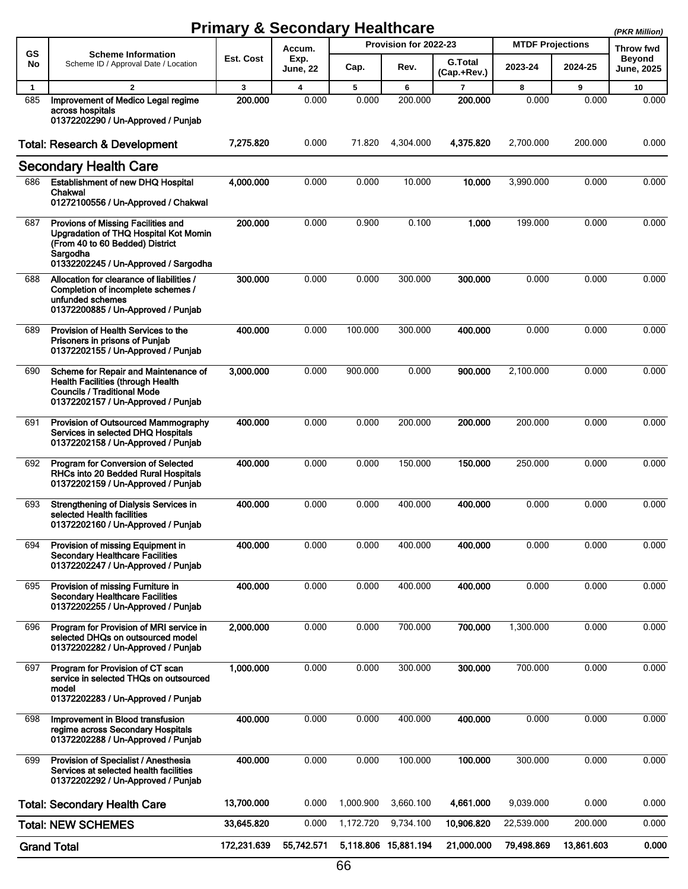# Primary & Secondary Healthcare

(PKR Million)

| GS No | Scheme Information<br>Scheme ID / Approval Date / Location | Est. Cost | Accum. Exp. June, 22 | Provision for 2022-23 | | | MTDF Projections | | Throw fwd Beyond June, 2025 |
|---|---|---|---|---|---|---|---|---|---|
| | | | | Cap. | Rev. | G.Total (Cap.+Rev.) | 2023-24 | 2024-25 | |
| 1 | 2 | 3 | 4 | 5 | 6 | 7 | 8 | 9 | 10 |
| 685 | **Improvement of Medico Legal regime across hospitals**<br>**01372202290 / Un-Approved / Punjab** | **200.000** | 0.000 | 0.000 | 200.000 | **200.000** | 0.000 | 0.000 | 0.000 |
| | **Total: Research & Development** | **7,275.820** | 0.000 | 71.820 | 4,304.000 | **4,375.820** | 2,700.000 | 200.000 | 0.000 |
| | **Secondary Health Care** | | | | | | | | |
| 686 | **Establishment of new DHQ Hospital Chakwal**<br>**01272100556 / Un-Approved / Chakwal** | **4,000.000** | 0.000 | 0.000 | 10.000 | **10.000** | 3,990.000 | 0.000 | 0.000 |
| 687 | **Provions of Missing Facilities and Upgradation of THQ Hospital Kot Momin (From 40 to 60 Bedded) District Sargodha**<br>**01332202245 / Un-Approved / Sargodha** | **200.000** | 0.000 | 0.900 | 0.100 | **1.000** | 199.000 | 0.000 | 0.000 |
| 688 | **Allocation for clearance of liabilities / Completion of incomplete schemes / unfunded schemes**<br>**01372200885 / Un-Approved / Punjab** | **300.000** | 0.000 | 0.000 | 300.000 | **300.000** | 0.000 | 0.000 | 0.000 |
| 689 | **Provision of Health Services to the Prisoners in prisons of Punjab**<br>**01372202155 / Un-Approved / Punjab** | **400.000** | 0.000 | 100.000 | 300.000 | **400.000** | 0.000 | 0.000 | 0.000 |
| 690 | **Scheme for Repair and Maintenance of Health Facilities (through Health Councils / Traditional Mode**<br>**01372202157 / Un-Approved / Punjab** | **3,000.000** | 0.000 | 900.000 | 0.000 | **900.000** | 2,100.000 | 0.000 | 0.000 |
| 691 | **Provision of Outsourced Mammography Services in selected DHQ Hospitals**<br>**01372202158 / Un-Approved / Punjab** | **400.000** | 0.000 | 0.000 | 200.000 | **200.000** | 200.000 | 0.000 | 0.000 |
| 692 | **Program for Conversion of Selected RHCs into 20 Bedded Rural Hospitals**<br>**01372202159 / Un-Approved / Punjab** | **400.000** | 0.000 | 0.000 | 150.000 | **150.000** | 250.000 | 0.000 | 0.000 |
| 693 | **Strengthening of Dialysis Services in selected Health facilities**<br>**01372202160 / Un-Approved / Punjab** | **400.000** | 0.000 | 0.000 | 400.000 | **400.000** | 0.000 | 0.000 | 0.000 |
| 694 | **Provision of missing Equipment in Secondary Healthcare Facilities**<br>**01372202247 / Un-Approved / Punjab** | **400.000** | 0.000 | 0.000 | 400.000 | **400.000** | 0.000 | 0.000 | 0.000 |
| 695 | **Provision of missing Furniture in Secondary Healthcare Facilities**<br>**01372202255 / Un-Approved / Punjab** | **400.000** | 0.000 | 0.000 | 400.000 | **400.000** | 0.000 | 0.000 | 0.000 |
| 696 | **Program for Provision of MRI service in selected DHQs on outsourced model**<br>**01372202282 / Un-Approved / Punjab** | **2,000.000** | 0.000 | 0.000 | 700.000 | **700.000** | 1,300.000 | 0.000 | 0.000 |
| 697 | **Program for Provision of CT scan service in selected THQs on outsourced model**<br>**01372202283 / Un-Approved / Punjab** | **1,000.000** | 0.000 | 0.000 | 300.000 | **300.000** | 700.000 | 0.000 | 0.000 |
| 698 | **Improvement in Blood transfusion regime across Secondary Hospitals**<br>**01372202288 / Un-Approved / Punjab** | **400.000** | 0.000 | 0.000 | 400.000 | **400.000** | 0.000 | 0.000 | 0.000 |
| 699 | **Provision of Specialist / Anesthesia Services at selected health facilities**<br>**01372202292 / Un-Approved / Punjab** | **400.000** | 0.000 | 0.000 | 100.000 | **100.000** | 300.000 | 0.000 | 0.000 |
| | **Total: Secondary Health Care** | **13,700.000** | 0.000 | 1,000.900 | 3,660.100 | **4,661.000** | 9,039.000 | 0.000 | 0.000 |
| | **Total: NEW SCHEMES** | **33,645.820** | 0.000 | 1,172.720 | 9,734.100 | **10,906.820** | 22,539.000 | 200.000 | 0.000 |
| | **Grand Total** | **172,231.639** | **55,742.571** | **5,118.806** | **15,881.194** | **21,000.000** | **79,498.869** | **13,861.603** | **0.000** |